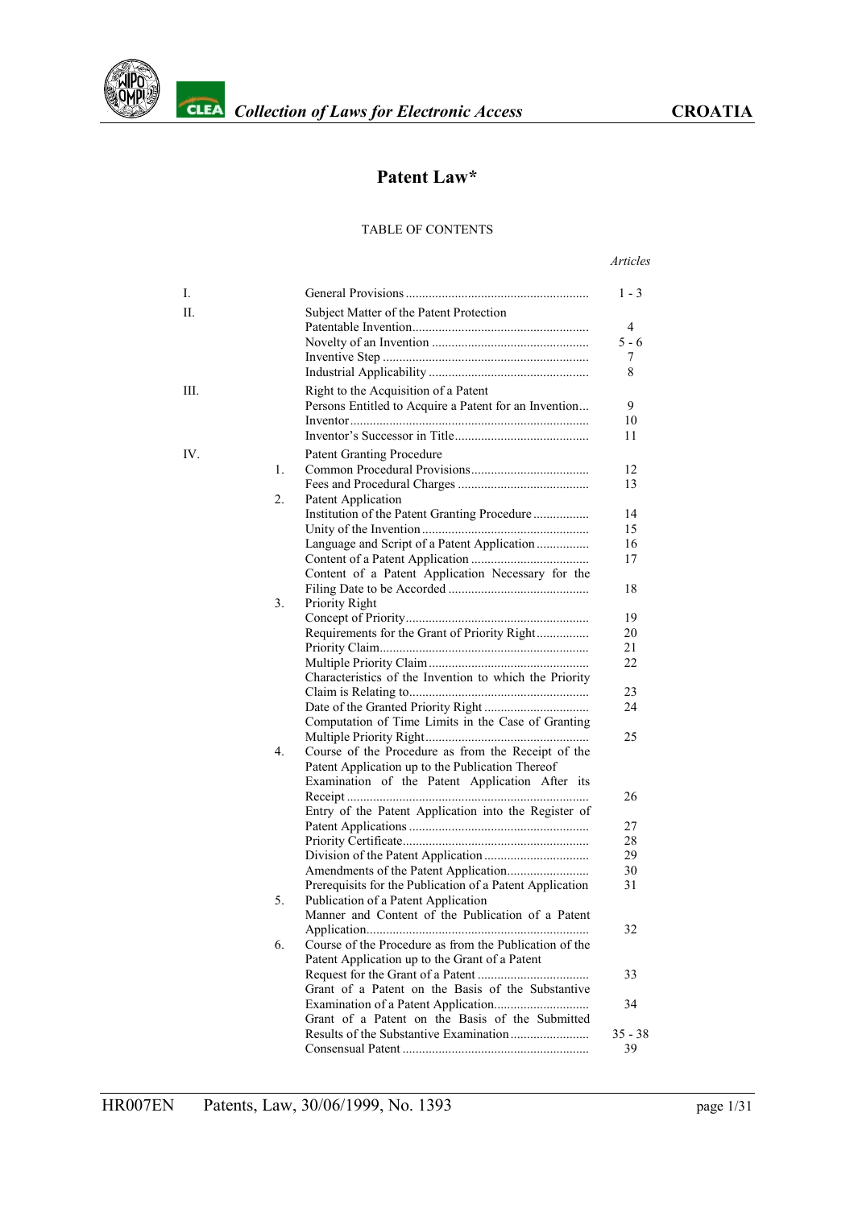# Patent Law*

TABLE OF CONTENTS

| | | | *Articles* |
|---|---|---|---|
| I. | | General Provisions | 1 - 3 |
| II. | | Subject Matter of the Patent Protection | |
| | | Patentable Invention | 4 |
| | | Novelty of an Invention | 5 - 6 |
| | | Inventive Step | 7 |
| | | Industrial Applicability | 8 |
| III. | | Right to the Acquisition of a Patent | |
| | | Persons Entitled to Acquire a Patent for an Invention | 9 |
| | | Inventor | 10 |
| | | Inventor's Successor in Title | 11 |
| IV. | | Patent Granting Procedure | |
| | 1. | Common Procedural Provisions | 12 |
| | | Fees and Procedural Charges | 13 |
| | 2. | Patent Application | |
| | | Institution of the Patent Granting Procedure | 14 |
| | | Unity of the Invention | 15 |
| | | Language and Script of a Patent Application | 16 |
| | | Content of a Patent Application | 17 |
| | | Content of a Patent Application Necessary for the Filing Date to be Accorded | 18 |
| | 3. | Priority Right | |
| | | Concept of Priority | 19 |
| | | Requirements for the Grant of Priority Right | 20 |
| | | Priority Claim | 21 |
| | | Multiple Priority Claim | 22 |
| | | Characteristics of the Invention to which the Priority Claim is Relating to | 23 |
| | | Date of the Granted Priority Right | 24 |
| | | Computation of Time Limits in the Case of Granting Multiple Priority Right | 25 |
| | 4. | Course of the Procedure as from the Receipt of the Patent Application up to the Publication Thereof | |
| | | Examination of the Patent Application After its Receipt | 26 |
| | | Entry of the Patent Application into the Register of Patent Applications | 27 |
| | | Priority Certificate | 28 |
| | | Division of the Patent Application | 29 |
| | | Amendments of the Patent Application | 30 |
| | | Prerequisits for the Publication of a Patent Application | 31 |
| | 5. | Publication of a Patent Application | |
| | | Manner and Content of the Publication of a Patent Application | 32 |
| | 6. | Course of the Procedure as from the Publication of the Patent Application up to the Grant of a Patent | |
| | | Request for the Grant of a Patent | 33 |
| | | Grant of a Patent on the Basis of the Substantive Examination of a Patent Application | 34 |
| | | Grant of a Patent on the Basis of the Submitted Results of the Substantive Examination | 35 - 38 |
| | | Consensual Patent | 39 |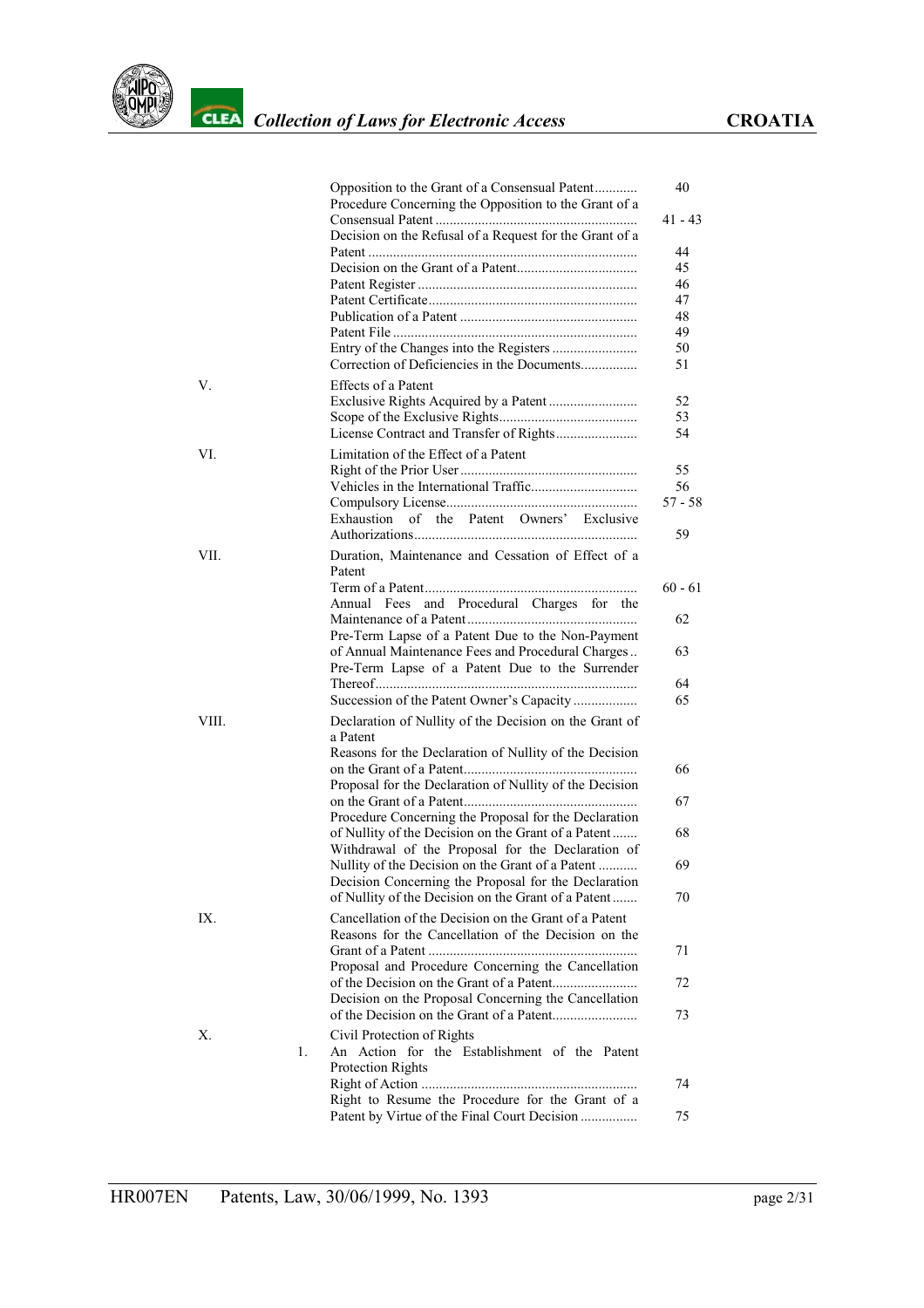| | | | |
|---|---|---|---|
| | | Opposition to the Grant of a Consensual Patent | 40 |
| | | Procedure Concerning the Opposition to the Grant of a Consensual Patent | 41 - 43 |
| | | Decision on the Refusal of a Request for the Grant of a Patent | 44 |
| | | Decision on the Grant of a Patent | 45 |
| | | Patent Register | 46 |
| | | Patent Certificate | 47 |
| | | Publication of a Patent | 48 |
| | | Patent File | 49 |
| | | Entry of the Changes into the Registers | 50 |
| | | Correction of Deficiencies in the Documents | 51 |
| V. | | Effects of a Patent | |
| | | Exclusive Rights Acquired by a Patent | 52 |
| | | Scope of the Exclusive Rights | 53 |
| | | License Contract and Transfer of Rights | 54 |
| VI. | | Limitation of the Effect of a Patent | |
| | | Right of the Prior User | 55 |
| | | Vehicles in the International Traffic | 56 |
| | | Compulsory License | 57 - 58 |
| | | Exhaustion of the Patent Owners' Exclusive Authorizations | 59 |
| VII. | | Duration, Maintenance and Cessation of Effect of a Patent | |
| | | Term of a Patent | 60 - 61 |
| | | Annual Fees and Procedural Charges for the Maintenance of a Patent | 62 |
| | | Pre-Term Lapse of a Patent Due to the Non-Payment of Annual Maintenance Fees and Procedural Charges | 63 |
| | | Pre-Term Lapse of a Patent Due to the Surrender Thereof | 64 |
| | | Succession of the Patent Owner's Capacity | 65 |
| VIII. | | Declaration of Nullity of the Decision on the Grant of a Patent | |
| | | Reasons for the Declaration of Nullity of the Decision on the Grant of a Patent | 66 |
| | | Proposal for the Declaration of Nullity of the Decision on the Grant of a Patent | 67 |
| | | Procedure Concerning the Proposal for the Declaration of Nullity of the Decision on the Grant of a Patent | 68 |
| | | Withdrawal of the Proposal for the Declaration of Nullity of the Decision on the Grant of a Patent | 69 |
| | | Decision Concerning the Proposal for the Declaration of Nullity of the Decision on the Grant of a Patent | 70 |
| IX. | | Cancellation of the Decision on the Grant of a Patent | |
| | | Reasons for the Cancellation of the Decision on the Grant of a Patent | 71 |
| | | Proposal and Procedure Concerning the Cancellation of the Decision on the Grant of a Patent | 72 |
| | | Decision on the Proposal Concerning the Cancellation of the Decision on the Grant of a Patent | 73 |
| X. | | Civil Protection of Rights | |
| | 1. | An Action for the Establishment of the Patent Protection Rights | |
| | | Right of Action | 74 |
| | | Right to Resume the Procedure for the Grant of a Patent by Virtue of the Final Court Decision | 75 |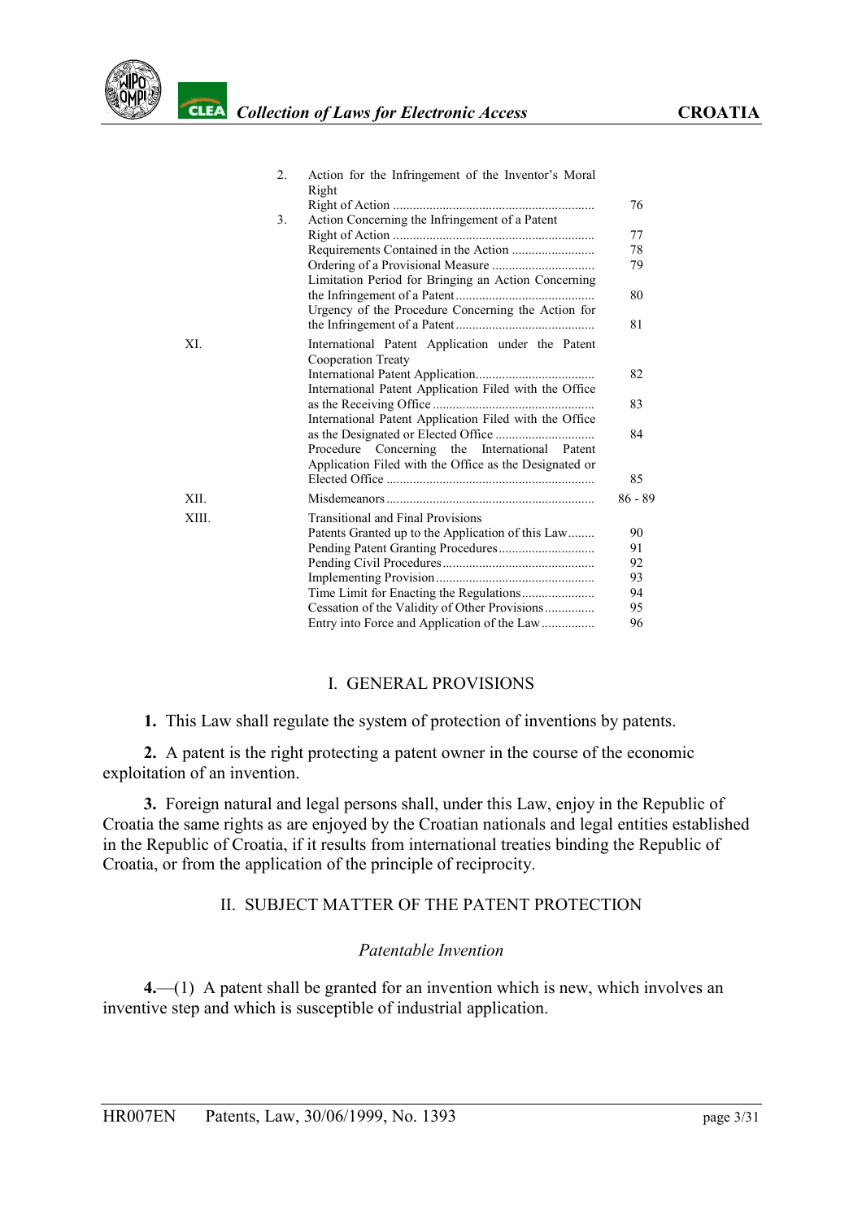| | | | |
|---|---|---|---|
| | 2. | Action for the Infringement of the Inventor's Moral Right | |
| | | Right of Action | 76 |
| | 3. | Action Concerning the Infringement of a Patent | |
| | | Right of Action | 77 |
| | | Requirements Contained in the Action | 78 |
| | | Ordering of a Provisional Measure | 79 |
| | | Limitation Period for Bringing an Action Concerning the Infringement of a Patent | 80 |
| | | Urgency of the Procedure Concerning the Action for the Infringement of a Patent | 81 |
| XI. | | International Patent Application under the Patent Cooperation Treaty | |
| | | International Patent Application | 82 |
| | | International Patent Application Filed with the Office as the Receiving Office | 83 |
| | | International Patent Application Filed with the Office as the Designated or Elected Office | 84 |
| | | Procedure Concerning the International Patent Application Filed with the Office as the Designated or Elected Office | 85 |
| XII. | | Misdemeanors | 86 - 89 |
| XIII. | | Transitional and Final Provisions | |
| | | Patents Granted up to the Application of this Law | 90 |
| | | Pending Patent Granting Procedures | 91 |
| | | Pending Civil Procedures | 92 |
| | | Implementing Provision | 93 |
| | | Time Limit for Enacting the Regulations | 94 |
| | | Cessation of the Validity of Other Provisions | 95 |
| | | Entry into Force and Application of the Law | 96 |

## I. GENERAL PROVISIONS

**1.** This Law shall regulate the system of protection of inventions by patents.

**2.** A patent is the right protecting a patent owner in the course of the economic exploitation of an invention.

**3.** Foreign natural and legal persons shall, under this Law, enjoy in the Republic of Croatia the same rights as are enjoyed by the Croatian nationals and legal entities established in the Republic of Croatia, if it results from international treaties binding the Republic of Croatia, or from the application of the principle of reciprocity.

## II. SUBJECT MATTER OF THE PATENT PROTECTION

### *Patentable Invention*

**4.**—(1) A patent shall be granted for an invention which is new, which involves an inventive step and which is susceptible of industrial application.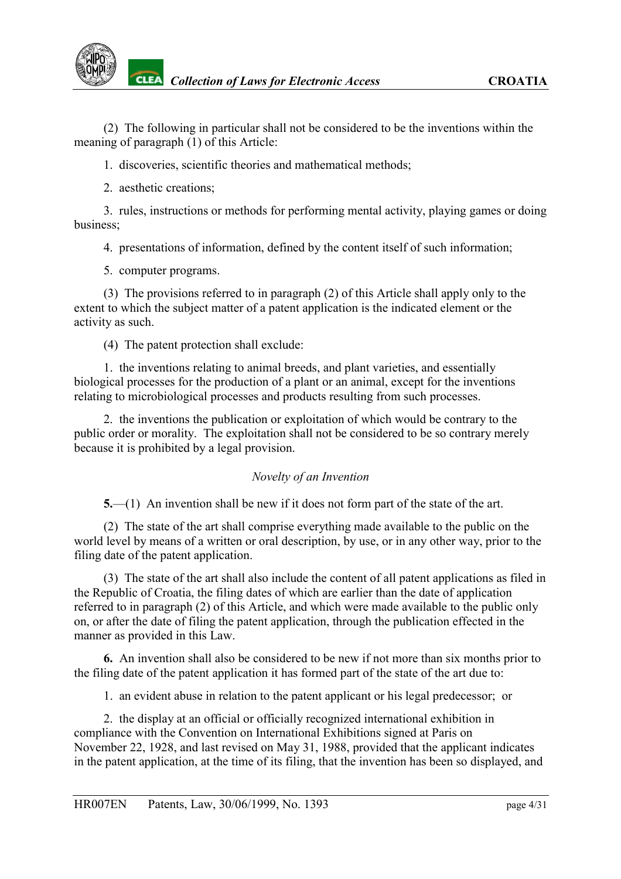(2) The following in particular shall not be considered to be the inventions within the meaning of paragraph (1) of this Article:

1. discoveries, scientific theories and mathematical methods;

2. aesthetic creations;

3. rules, instructions or methods for performing mental activity, playing games or doing business;

4. presentations of information, defined by the content itself of such information;

5. computer programs.

(3) The provisions referred to in paragraph (2) of this Article shall apply only to the extent to which the subject matter of a patent application is the indicated element or the activity as such.

(4) The patent protection shall exclude:

1. the inventions relating to animal breeds, and plant varieties, and essentially biological processes for the production of a plant or an animal, except for the inventions relating to microbiological processes and products resulting from such processes.

2. the inventions the publication or exploitation of which would be contrary to the public order or morality. The exploitation shall not be considered to be so contrary merely because it is prohibited by a legal provision.

*Novelty of an Invention*

**5.**—(1) An invention shall be new if it does not form part of the state of the art.

(2) The state of the art shall comprise everything made available to the public on the world level by means of a written or oral description, by use, or in any other way, prior to the filing date of the patent application.

(3) The state of the art shall also include the content of all patent applications as filed in the Republic of Croatia, the filing dates of which are earlier than the date of application referred to in paragraph (2) of this Article, and which were made available to the public only on, or after the date of filing the patent application, through the publication effected in the manner as provided in this Law.

**6.** An invention shall also be considered to be new if not more than six months prior to the filing date of the patent application it has formed part of the state of the art due to:

1. an evident abuse in relation to the patent applicant or his legal predecessor; or

2. the display at an official or officially recognized international exhibition in compliance with the Convention on International Exhibitions signed at Paris on November 22, 1928, and last revised on May 31, 1988, provided that the applicant indicates in the patent application, at the time of its filing, that the invention has been so displayed, and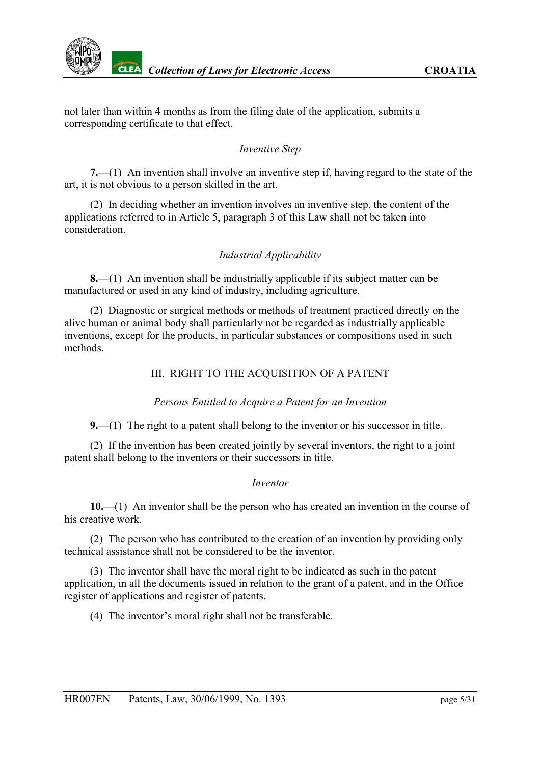not later than within 4 months as from the filing date of the application, submits a corresponding certificate to that effect.

*Inventive Step*

**7.**—(1) An invention shall involve an inventive step if, having regard to the state of the art, it is not obvious to a person skilled in the art.

(2) In deciding whether an invention involves an inventive step, the content of the applications referred to in Article 5, paragraph 3 of this Law shall not be taken into consideration.

*Industrial Applicability*

**8.**—(1) An invention shall be industrially applicable if its subject matter can be manufactured or used in any kind of industry, including agriculture.

(2) Diagnostic or surgical methods or methods of treatment practiced directly on the alive human or animal body shall particularly not be regarded as industrially applicable inventions, except for the products, in particular substances or compositions used in such methods.

## III. RIGHT TO THE ACQUISITION OF A PATENT

*Persons Entitled to Acquire a Patent for an Invention*

**9.**—(1) The right to a patent shall belong to the inventor or his successor in title.

(2) If the invention has been created jointly by several inventors, the right to a joint patent shall belong to the inventors or their successors in title.

*Inventor*

**10.**—(1) An inventor shall be the person who has created an invention in the course of his creative work.

(2) The person who has contributed to the creation of an invention by providing only technical assistance shall not be considered to be the inventor.

(3) The inventor shall have the moral right to be indicated as such in the patent application, in all the documents issued in relation to the grant of a patent, and in the Office register of applications and register of patents.

(4) The inventor's moral right shall not be transferable.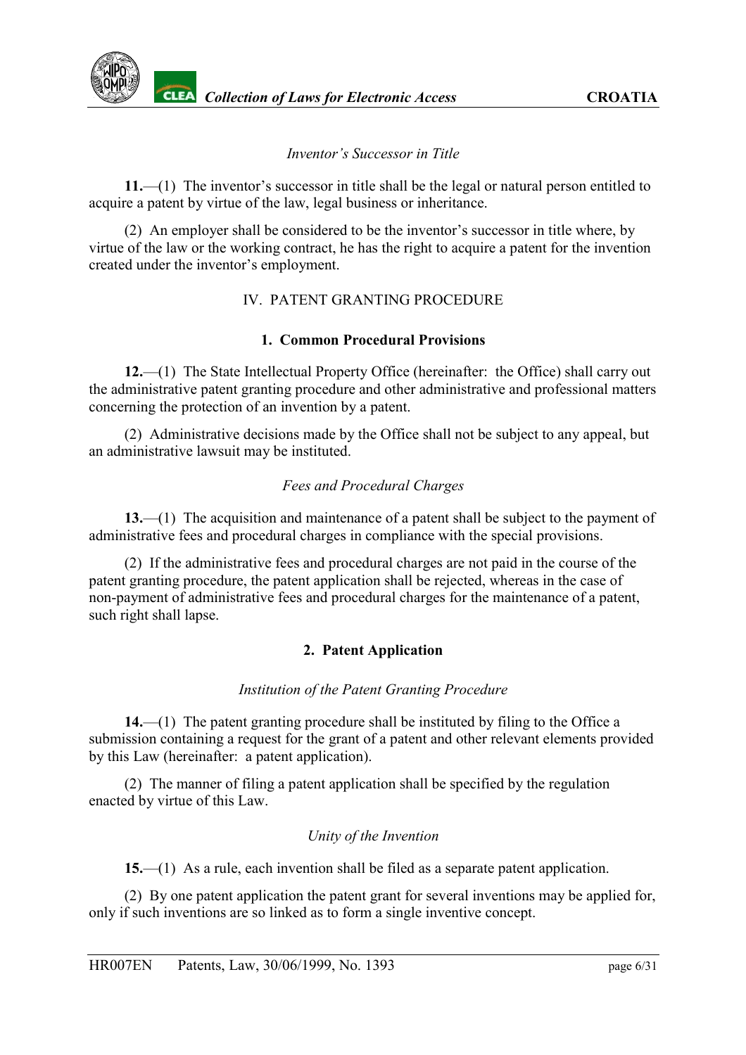*Inventor's Successor in Title*

**11.**—(1) The inventor's successor in title shall be the legal or natural person entitled to acquire a patent by virtue of the law, legal business or inheritance.

(2) An employer shall be considered to be the inventor's successor in title where, by virtue of the law or the working contract, he has the right to acquire a patent for the invention created under the inventor's employment.

## IV. PATENT GRANTING PROCEDURE

### 1. Common Procedural Provisions

**12.**—(1) The State Intellectual Property Office (hereinafter: the Office) shall carry out the administrative patent granting procedure and other administrative and professional matters concerning the protection of an invention by a patent.

(2) Administrative decisions made by the Office shall not be subject to any appeal, but an administrative lawsuit may be instituted.

*Fees and Procedural Charges*

**13.**—(1) The acquisition and maintenance of a patent shall be subject to the payment of administrative fees and procedural charges in compliance with the special provisions.

(2) If the administrative fees and procedural charges are not paid in the course of the patent granting procedure, the patent application shall be rejected, whereas in the case of non-payment of administrative fees and procedural charges for the maintenance of a patent, such right shall lapse.

### 2. Patent Application

*Institution of the Patent Granting Procedure*

**14.**—(1) The patent granting procedure shall be instituted by filing to the Office a submission containing a request for the grant of a patent and other relevant elements provided by this Law (hereinafter: a patent application).

(2) The manner of filing a patent application shall be specified by the regulation enacted by virtue of this Law.

*Unity of the Invention*

**15.**—(1) As a rule, each invention shall be filed as a separate patent application.

(2) By one patent application the patent grant for several inventions may be applied for, only if such inventions are so linked as to form a single inventive concept.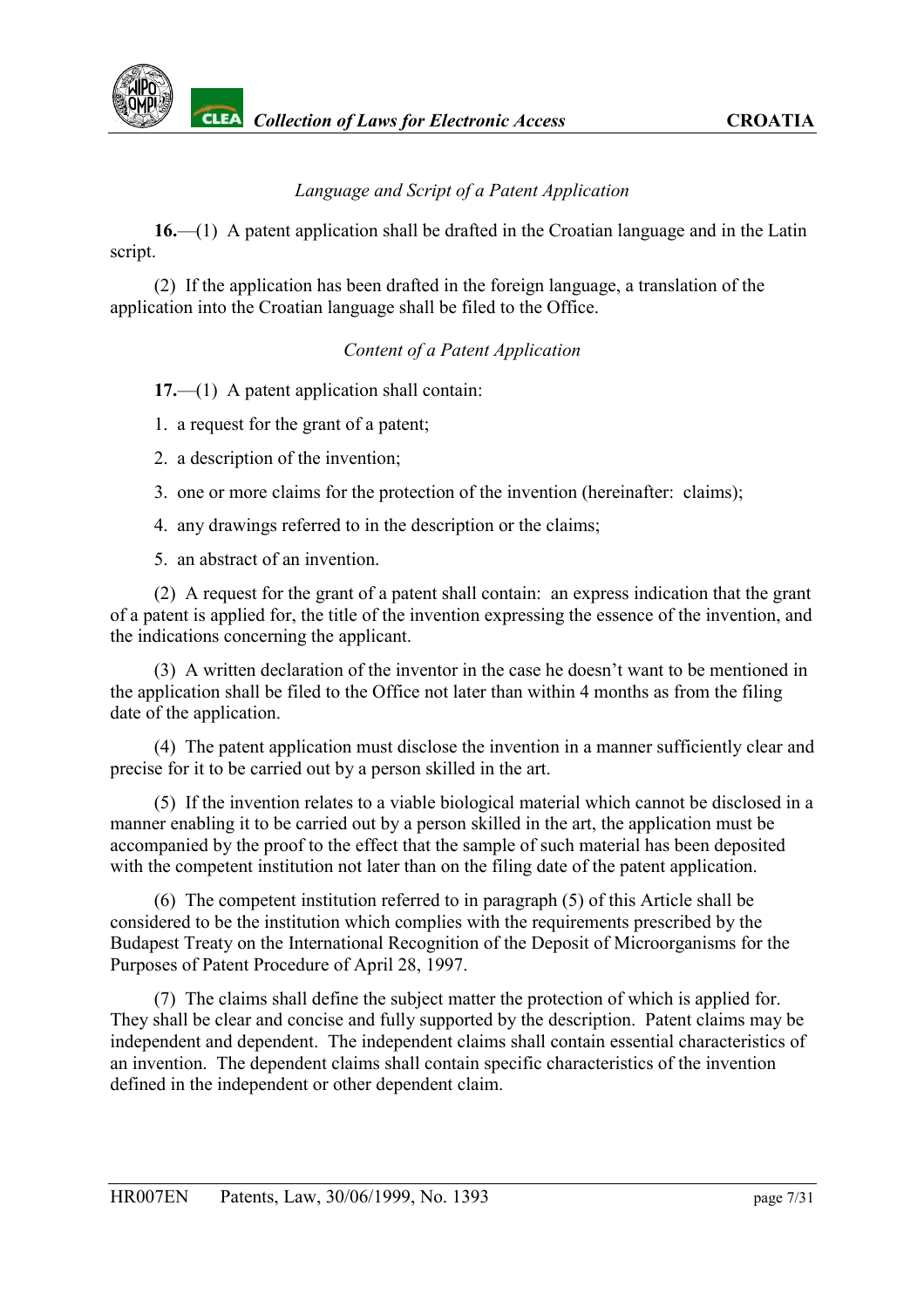*Language and Script of a Patent Application*

**16.**—(1) A patent application shall be drafted in the Croatian language and in the Latin script.

(2) If the application has been drafted in the foreign language, a translation of the application into the Croatian language shall be filed to the Office.

*Content of a Patent Application*

**17.**—(1) A patent application shall contain:

1. a request for the grant of a patent;
2. a description of the invention;
3. one or more claims for the protection of the invention (hereinafter: claims);
4. any drawings referred to in the description or the claims;
5. an abstract of an invention.

(2) A request for the grant of a patent shall contain: an express indication that the grant of a patent is applied for, the title of the invention expressing the essence of the invention, and the indications concerning the applicant.

(3) A written declaration of the inventor in the case he doesn't want to be mentioned in the application shall be filed to the Office not later than within 4 months as from the filing date of the application.

(4) The patent application must disclose the invention in a manner sufficiently clear and precise for it to be carried out by a person skilled in the art.

(5) If the invention relates to a viable biological material which cannot be disclosed in a manner enabling it to be carried out by a person skilled in the art, the application must be accompanied by the proof to the effect that the sample of such material has been deposited with the competent institution not later than on the filing date of the patent application.

(6) The competent institution referred to in paragraph (5) of this Article shall be considered to be the institution which complies with the requirements prescribed by the Budapest Treaty on the International Recognition of the Deposit of Microorganisms for the Purposes of Patent Procedure of April 28, 1997.

(7) The claims shall define the subject matter the protection of which is applied for. They shall be clear and concise and fully supported by the description. Patent claims may be independent and dependent. The independent claims shall contain essential characteristics of an invention. The dependent claims shall contain specific characteristics of the invention defined in the independent or other dependent claim.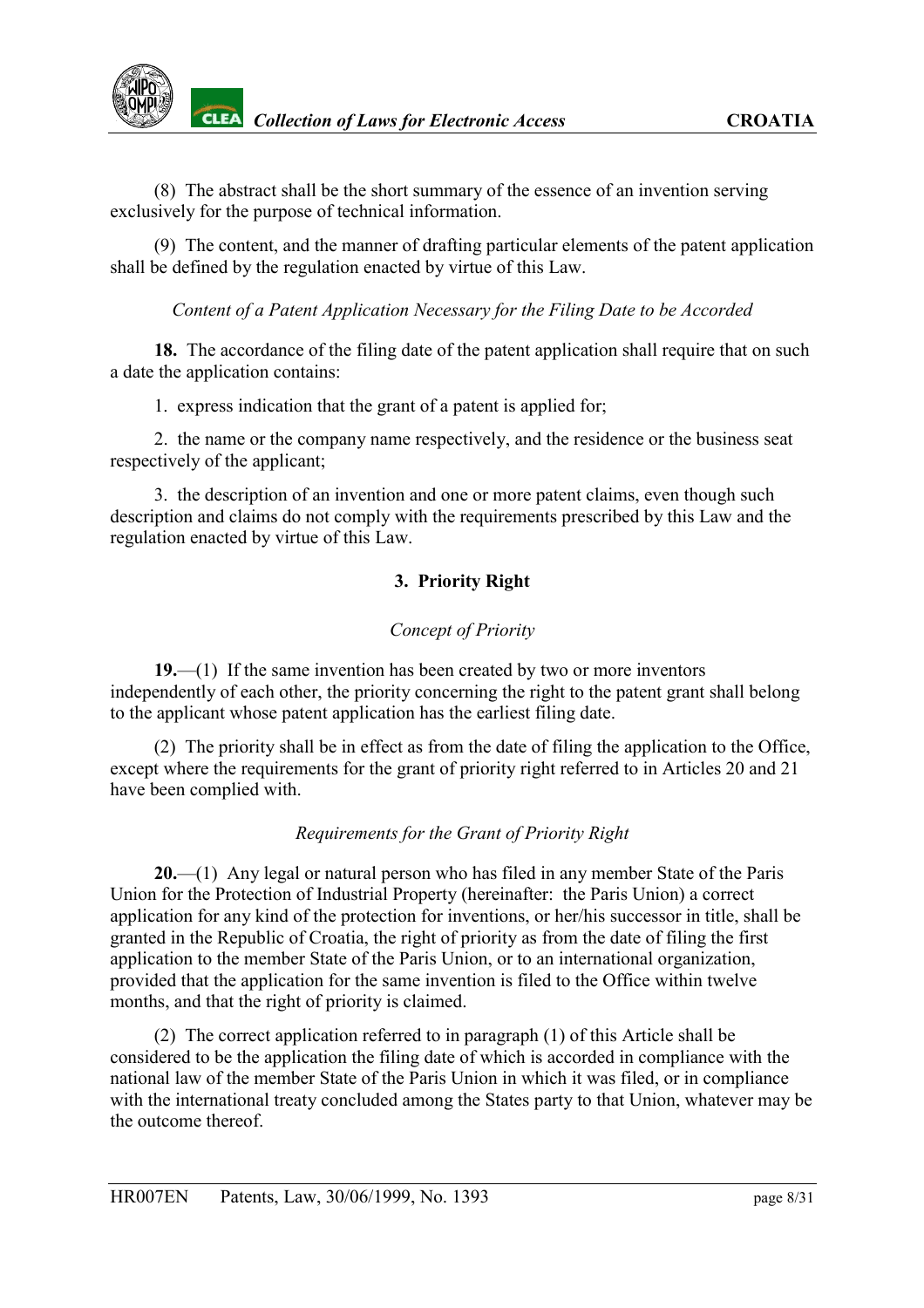(8) The abstract shall be the short summary of the essence of an invention serving exclusively for the purpose of technical information.

(9) The content, and the manner of drafting particular elements of the patent application shall be defined by the regulation enacted by virtue of this Law.

*Content of a Patent Application Necessary for the Filing Date to be Accorded*

**18.** The accordance of the filing date of the patent application shall require that on such a date the application contains:

1. express indication that the grant of a patent is applied for;

2. the name or the company name respectively, and the residence or the business seat respectively of the applicant;

3. the description of an invention and one or more patent claims, even though such description and claims do not comply with the requirements prescribed by this Law and the regulation enacted by virtue of this Law.

### 3. Priority Right

*Concept of Priority*

**19.**—(1) If the same invention has been created by two or more inventors independently of each other, the priority concerning the right to the patent grant shall belong to the applicant whose patent application has the earliest filing date.

(2) The priority shall be in effect as from the date of filing the application to the Office, except where the requirements for the grant of priority right referred to in Articles 20 and 21 have been complied with.

*Requirements for the Grant of Priority Right*

**20.**—(1) Any legal or natural person who has filed in any member State of the Paris Union for the Protection of Industrial Property (hereinafter: the Paris Union) a correct application for any kind of the protection for inventions, or her/his successor in title, shall be granted in the Republic of Croatia, the right of priority as from the date of filing the first application to the member State of the Paris Union, or to an international organization, provided that the application for the same invention is filed to the Office within twelve months, and that the right of priority is claimed.

(2) The correct application referred to in paragraph (1) of this Article shall be considered to be the application the filing date of which is accorded in compliance with the national law of the member State of the Paris Union in which it was filed, or in compliance with the international treaty concluded among the States party to that Union, whatever may be the outcome thereof.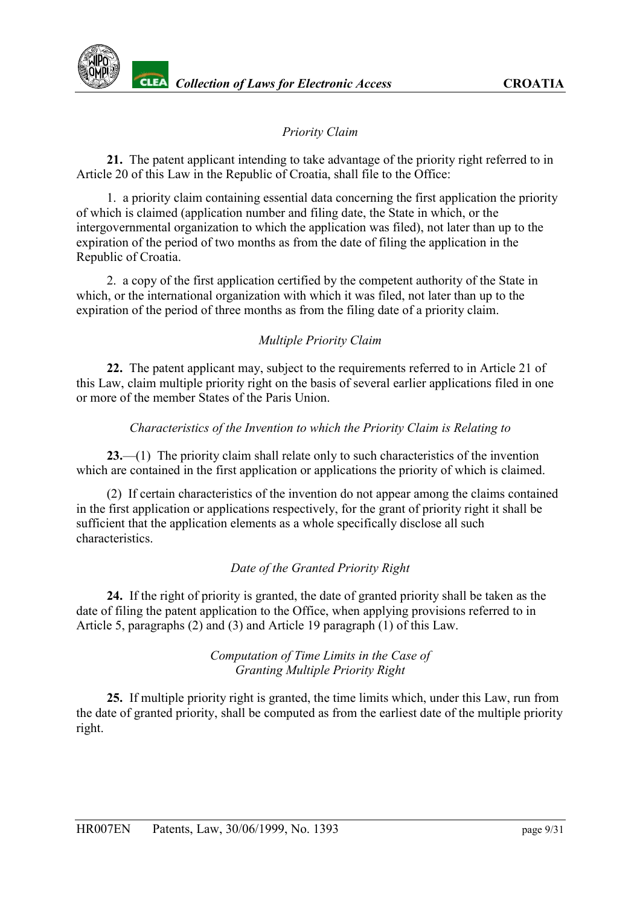*Priority Claim*

**21.** The patent applicant intending to take advantage of the priority right referred to in Article 20 of this Law in the Republic of Croatia, shall file to the Office:

1. a priority claim containing essential data concerning the first application the priority of which is claimed (application number and filing date, the State in which, or the intergovernmental organization to which the application was filed), not later than up to the expiration of the period of two months as from the date of filing the application in the Republic of Croatia.

2. a copy of the first application certified by the competent authority of the State in which, or the international organization with which it was filed, not later than up to the expiration of the period of three months as from the filing date of a priority claim.

*Multiple Priority Claim*

**22.** The patent applicant may, subject to the requirements referred to in Article 21 of this Law, claim multiple priority right on the basis of several earlier applications filed in one or more of the member States of the Paris Union.

*Characteristics of the Invention to which the Priority Claim is Relating to*

**23.**—(1) The priority claim shall relate only to such characteristics of the invention which are contained in the first application or applications the priority of which is claimed.

(2) If certain characteristics of the invention do not appear among the claims contained in the first application or applications respectively, for the grant of priority right it shall be sufficient that the application elements as a whole specifically disclose all such characteristics.

*Date of the Granted Priority Right*

**24.** If the right of priority is granted, the date of granted priority shall be taken as the date of filing the patent application to the Office, when applying provisions referred to in Article 5, paragraphs (2) and (3) and Article 19 paragraph (1) of this Law.

*Computation of Time Limits in the Case of Granting Multiple Priority Right*

**25.** If multiple priority right is granted, the time limits which, under this Law, run from the date of granted priority, shall be computed as from the earliest date of the multiple priority right.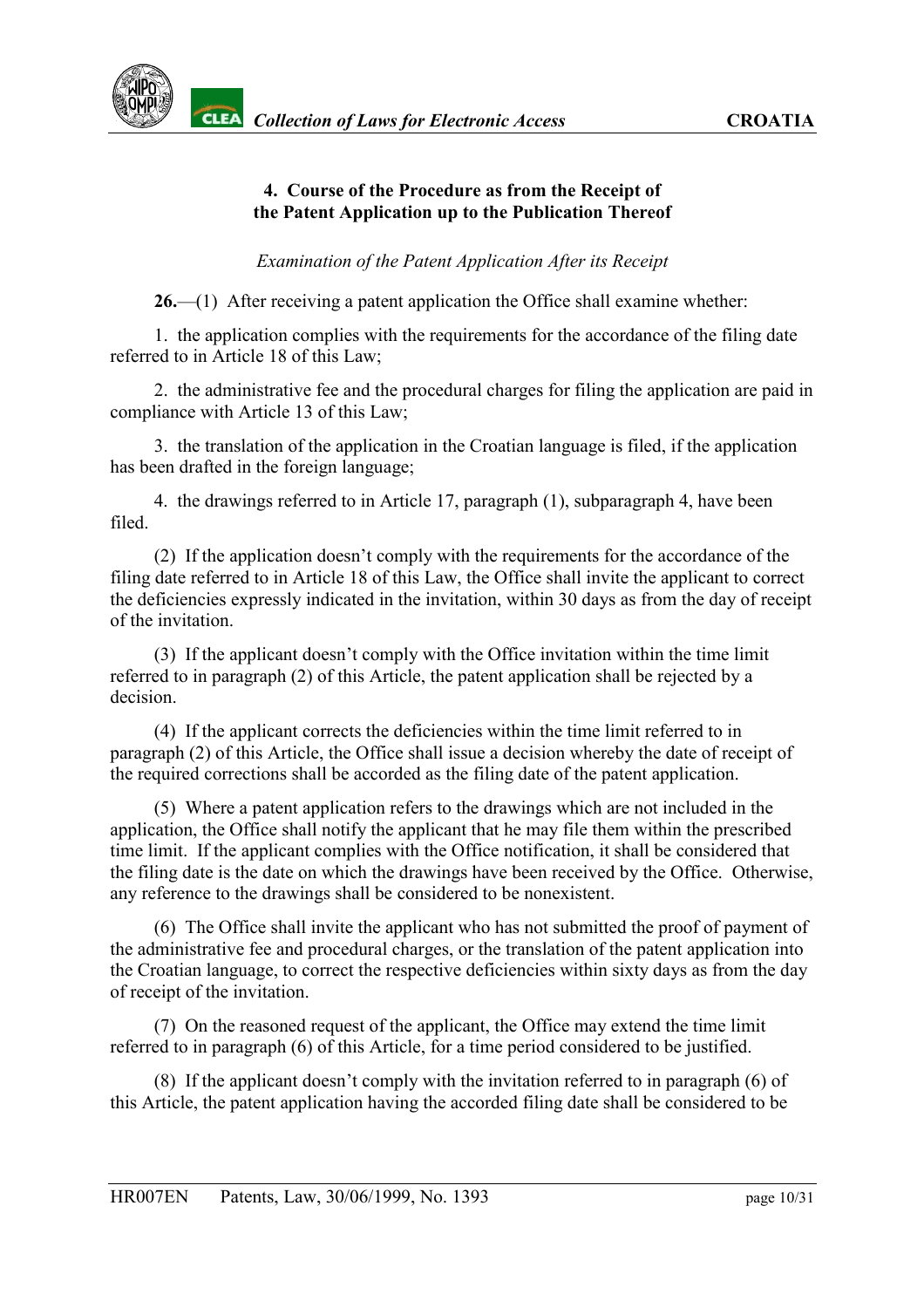## 4. Course of the Procedure as from the Receipt of the Patent Application up to the Publication Thereof

*Examination of the Patent Application After its Receipt*

**26.**—(1) After receiving a patent application the Office shall examine whether:

1. the application complies with the requirements for the accordance of the filing date referred to in Article 18 of this Law;

2. the administrative fee and the procedural charges for filing the application are paid in compliance with Article 13 of this Law;

3. the translation of the application in the Croatian language is filed, if the application has been drafted in the foreign language;

4. the drawings referred to in Article 17, paragraph (1), subparagraph 4, have been filed.

(2) If the application doesn't comply with the requirements for the accordance of the filing date referred to in Article 18 of this Law, the Office shall invite the applicant to correct the deficiencies expressly indicated in the invitation, within 30 days as from the day of receipt of the invitation.

(3) If the applicant doesn't comply with the Office invitation within the time limit referred to in paragraph (2) of this Article, the patent application shall be rejected by a decision.

(4) If the applicant corrects the deficiencies within the time limit referred to in paragraph (2) of this Article, the Office shall issue a decision whereby the date of receipt of the required corrections shall be accorded as the filing date of the patent application.

(5) Where a patent application refers to the drawings which are not included in the application, the Office shall notify the applicant that he may file them within the prescribed time limit. If the applicant complies with the Office notification, it shall be considered that the filing date is the date on which the drawings have been received by the Office. Otherwise, any reference to the drawings shall be considered to be nonexistent.

(6) The Office shall invite the applicant who has not submitted the proof of payment of the administrative fee and procedural charges, or the translation of the patent application into the Croatian language, to correct the respective deficiencies within sixty days as from the day of receipt of the invitation.

(7) On the reasoned request of the applicant, the Office may extend the time limit referred to in paragraph (6) of this Article, for a time period considered to be justified.

(8) If the applicant doesn't comply with the invitation referred to in paragraph (6) of this Article, the patent application having the accorded filing date shall be considered to be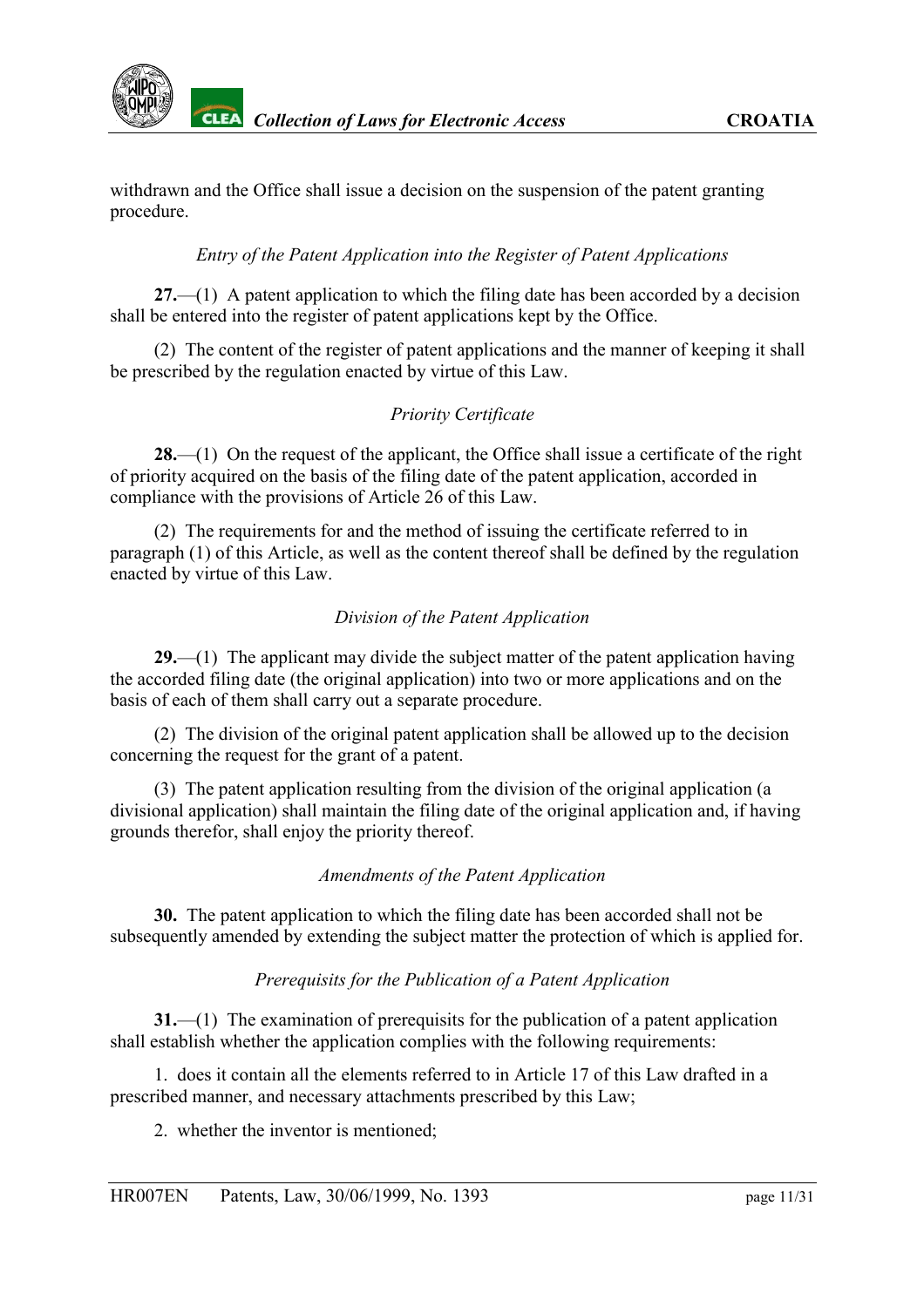withdrawn and the Office shall issue a decision on the suspension of the patent granting procedure.

*Entry of the Patent Application into the Register of Patent Applications*

**27.**—(1) A patent application to which the filing date has been accorded by a decision shall be entered into the register of patent applications kept by the Office.

(2) The content of the register of patent applications and the manner of keeping it shall be prescribed by the regulation enacted by virtue of this Law.

*Priority Certificate*

**28.**—(1) On the request of the applicant, the Office shall issue a certificate of the right of priority acquired on the basis of the filing date of the patent application, accorded in compliance with the provisions of Article 26 of this Law.

(2) The requirements for and the method of issuing the certificate referred to in paragraph (1) of this Article, as well as the content thereof shall be defined by the regulation enacted by virtue of this Law.

*Division of the Patent Application*

**29.**—(1) The applicant may divide the subject matter of the patent application having the accorded filing date (the original application) into two or more applications and on the basis of each of them shall carry out a separate procedure.

(2) The division of the original patent application shall be allowed up to the decision concerning the request for the grant of a patent.

(3) The patent application resulting from the division of the original application (a divisional application) shall maintain the filing date of the original application and, if having grounds therefor, shall enjoy the priority thereof.

*Amendments of the Patent Application*

**30.** The patent application to which the filing date has been accorded shall not be subsequently amended by extending the subject matter the protection of which is applied for.

*Prerequisits for the Publication of a Patent Application*

**31.**—(1) The examination of prerequisits for the publication of a patent application shall establish whether the application complies with the following requirements:

1. does it contain all the elements referred to in Article 17 of this Law drafted in a prescribed manner, and necessary attachments prescribed by this Law;

2. whether the inventor is mentioned;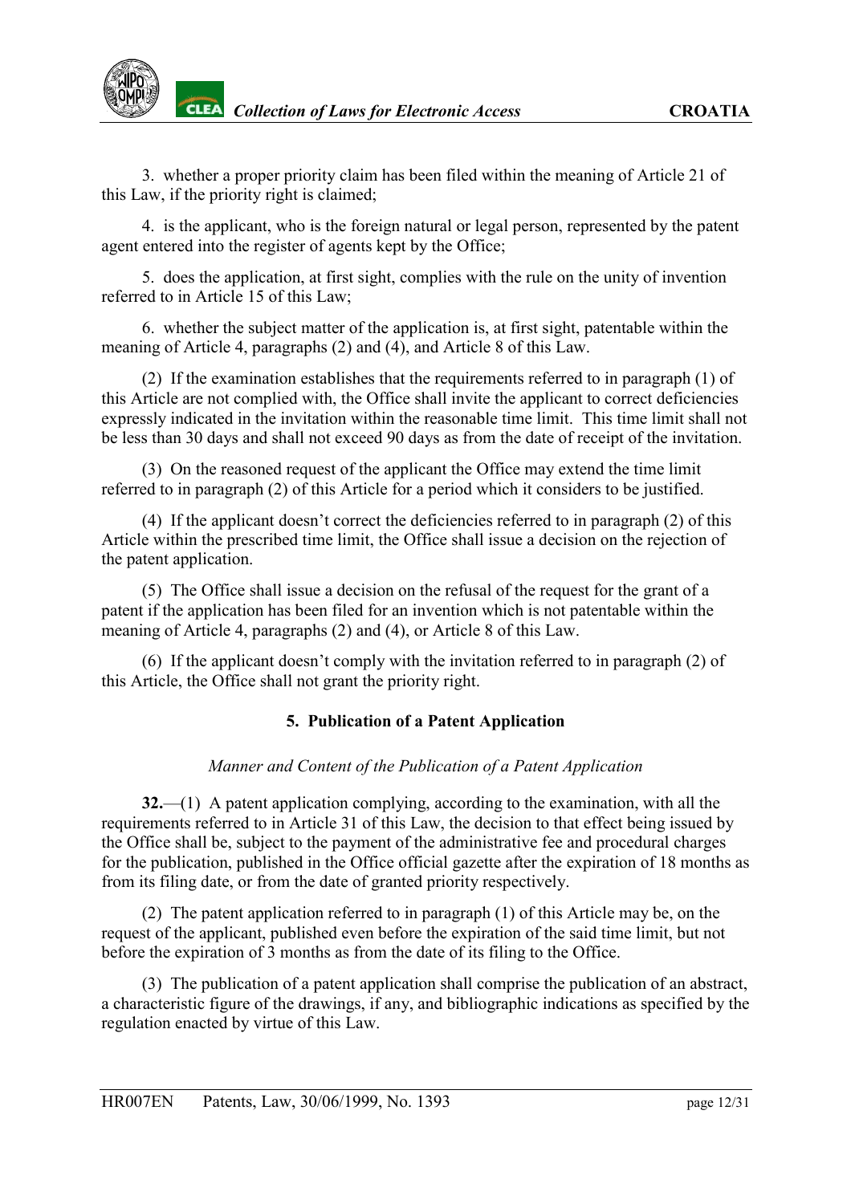3. whether a proper priority claim has been filed within the meaning of Article 21 of this Law, if the priority right is claimed;

4. is the applicant, who is the foreign natural or legal person, represented by the patent agent entered into the register of agents kept by the Office;

5. does the application, at first sight, complies with the rule on the unity of invention referred to in Article 15 of this Law;

6. whether the subject matter of the application is, at first sight, patentable within the meaning of Article 4, paragraphs (2) and (4), and Article 8 of this Law.

(2) If the examination establishes that the requirements referred to in paragraph (1) of this Article are not complied with, the Office shall invite the applicant to correct deficiencies expressly indicated in the invitation within the reasonable time limit. This time limit shall not be less than 30 days and shall not exceed 90 days as from the date of receipt of the invitation.

(3) On the reasoned request of the applicant the Office may extend the time limit referred to in paragraph (2) of this Article for a period which it considers to be justified.

(4) If the applicant doesn't correct the deficiencies referred to in paragraph (2) of this Article within the prescribed time limit, the Office shall issue a decision on the rejection of the patent application.

(5) The Office shall issue a decision on the refusal of the request for the grant of a patent if the application has been filed for an invention which is not patentable within the meaning of Article 4, paragraphs (2) and (4), or Article 8 of this Law.

(6) If the applicant doesn't comply with the invitation referred to in paragraph (2) of this Article, the Office shall not grant the priority right.

## 5. Publication of a Patent Application

*Manner and Content of the Publication of a Patent Application*

**32.**—(1) A patent application complying, according to the examination, with all the requirements referred to in Article 31 of this Law, the decision to that effect being issued by the Office shall be, subject to the payment of the administrative fee and procedural charges for the publication, published in the Office official gazette after the expiration of 18 months as from its filing date, or from the date of granted priority respectively.

(2) The patent application referred to in paragraph (1) of this Article may be, on the request of the applicant, published even before the expiration of the said time limit, but not before the expiration of 3 months as from the date of its filing to the Office.

(3) The publication of a patent application shall comprise the publication of an abstract, a characteristic figure of the drawings, if any, and bibliographic indications as specified by the regulation enacted by virtue of this Law.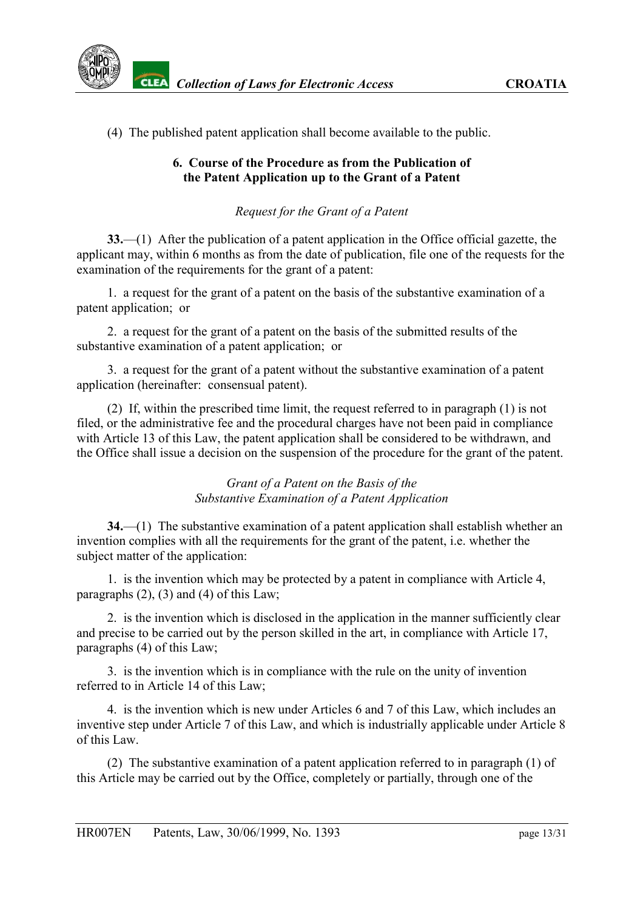(4) The published patent application shall become available to the public.

### 6. Course of the Procedure as from the Publication of the Patent Application up to the Grant of a Patent

*Request for the Grant of a Patent*

**33.**—(1) After the publication of a patent application in the Office official gazette, the applicant may, within 6 months as from the date of publication, file one of the requests for the examination of the requirements for the grant of a patent:

1. a request for the grant of a patent on the basis of the substantive examination of a patent application; or

2. a request for the grant of a patent on the basis of the submitted results of the substantive examination of a patent application; or

3. a request for the grant of a patent without the substantive examination of a patent application (hereinafter: consensual patent).

(2) If, within the prescribed time limit, the request referred to in paragraph (1) is not filed, or the administrative fee and the procedural charges have not been paid in compliance with Article 13 of this Law, the patent application shall be considered to be withdrawn, and the Office shall issue a decision on the suspension of the procedure for the grant of the patent.

*Grant of a Patent on the Basis of the Substantive Examination of a Patent Application*

**34.**—(1) The substantive examination of a patent application shall establish whether an invention complies with all the requirements for the grant of the patent, i.e. whether the subject matter of the application:

1. is the invention which may be protected by a patent in compliance with Article 4, paragraphs (2), (3) and (4) of this Law;

2. is the invention which is disclosed in the application in the manner sufficiently clear and precise to be carried out by the person skilled in the art, in compliance with Article 17, paragraphs (4) of this Law;

3. is the invention which is in compliance with the rule on the unity of invention referred to in Article 14 of this Law;

4. is the invention which is new under Articles 6 and 7 of this Law, which includes an inventive step under Article 7 of this Law, and which is industrially applicable under Article 8 of this Law.

(2) The substantive examination of a patent application referred to in paragraph (1) of this Article may be carried out by the Office, completely or partially, through one of the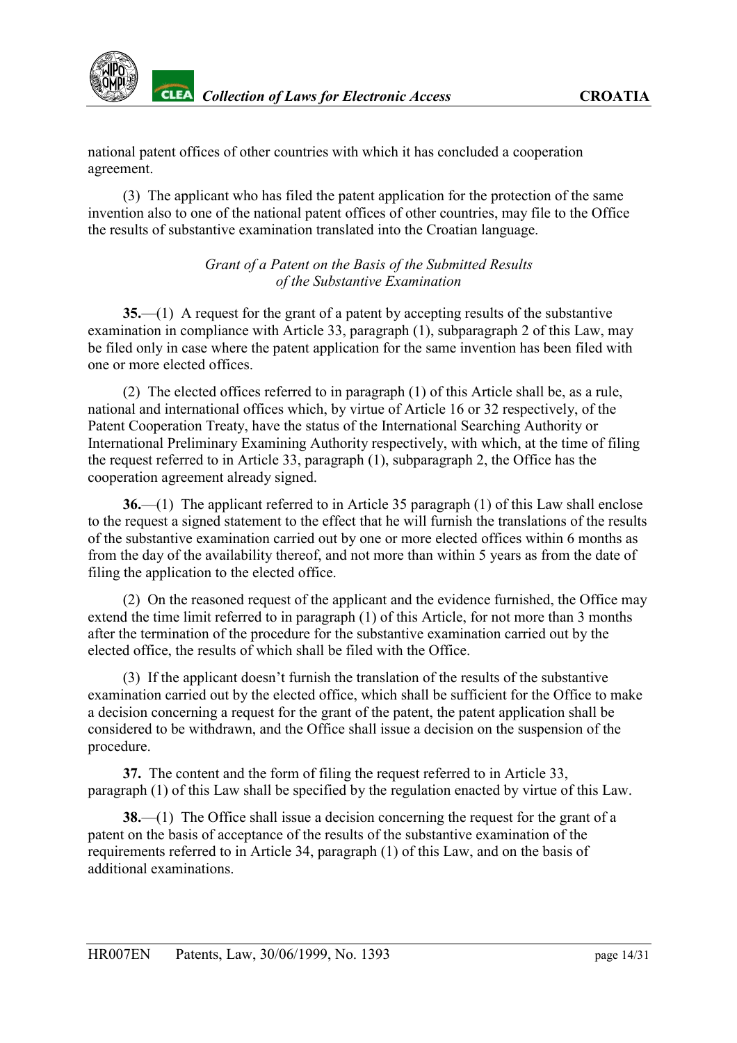national patent offices of other countries with which it has concluded a cooperation agreement.

(3) The applicant who has filed the patent application for the protection of the same invention also to one of the national patent offices of other countries, may file to the Office the results of substantive examination translated into the Croatian language.

*Grant of a Patent on the Basis of the Submitted Results of the Substantive Examination*

**35.**—(1) A request for the grant of a patent by accepting results of the substantive examination in compliance with Article 33, paragraph (1), subparagraph 2 of this Law, may be filed only in case where the patent application for the same invention has been filed with one or more elected offices.

(2) The elected offices referred to in paragraph (1) of this Article shall be, as a rule, national and international offices which, by virtue of Article 16 or 32 respectively, of the Patent Cooperation Treaty, have the status of the International Searching Authority or International Preliminary Examining Authority respectively, with which, at the time of filing the request referred to in Article 33, paragraph (1), subparagraph 2, the Office has the cooperation agreement already signed.

**36.**—(1) The applicant referred to in Article 35 paragraph (1) of this Law shall enclose to the request a signed statement to the effect that he will furnish the translations of the results of the substantive examination carried out by one or more elected offices within 6 months as from the day of the availability thereof, and not more than within 5 years as from the date of filing the application to the elected office.

(2) On the reasoned request of the applicant and the evidence furnished, the Office may extend the time limit referred to in paragraph (1) of this Article, for not more than 3 months after the termination of the procedure for the substantive examination carried out by the elected office, the results of which shall be filed with the Office.

(3) If the applicant doesn't furnish the translation of the results of the substantive examination carried out by the elected office, which shall be sufficient for the Office to make a decision concerning a request for the grant of the patent, the patent application shall be considered to be withdrawn, and the Office shall issue a decision on the suspension of the procedure.

**37.** The content and the form of filing the request referred to in Article 33, paragraph (1) of this Law shall be specified by the regulation enacted by virtue of this Law.

**38.**—(1) The Office shall issue a decision concerning the request for the grant of a patent on the basis of acceptance of the results of the substantive examination of the requirements referred to in Article 34, paragraph (1) of this Law, and on the basis of additional examinations.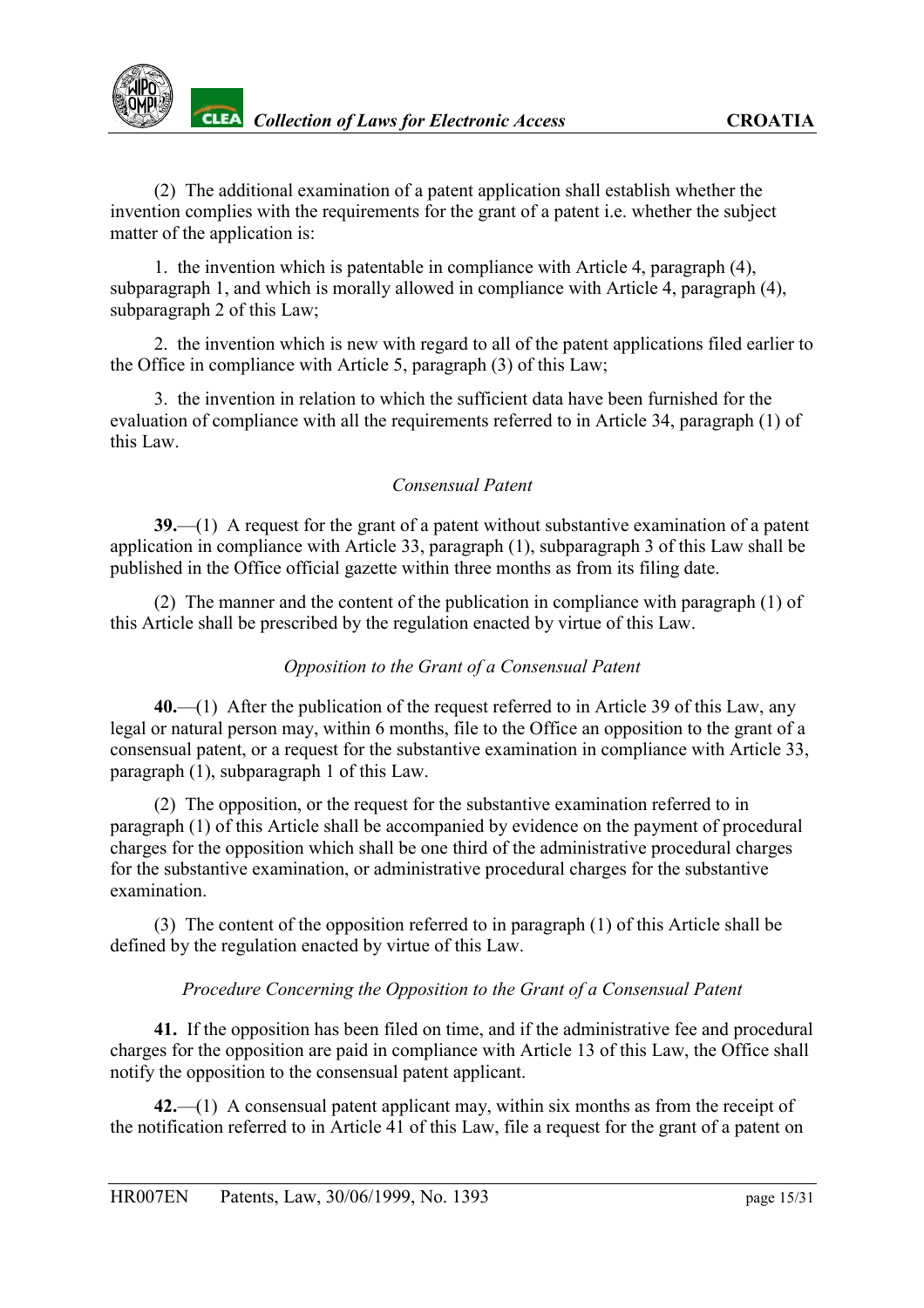(2) The additional examination of a patent application shall establish whether the invention complies with the requirements for the grant of a patent i.e. whether the subject matter of the application is:

1. the invention which is patentable in compliance with Article 4, paragraph (4), subparagraph 1, and which is morally allowed in compliance with Article 4, paragraph (4), subparagraph 2 of this Law;

2. the invention which is new with regard to all of the patent applications filed earlier to the Office in compliance with Article 5, paragraph (3) of this Law;

3. the invention in relation to which the sufficient data have been furnished for the evaluation of compliance with all the requirements referred to in Article 34, paragraph (1) of this Law.

*Consensual Patent*

**39.**—(1) A request for the grant of a patent without substantive examination of a patent application in compliance with Article 33, paragraph (1), subparagraph 3 of this Law shall be published in the Office official gazette within three months as from its filing date.

(2) The manner and the content of the publication in compliance with paragraph (1) of this Article shall be prescribed by the regulation enacted by virtue of this Law.

*Opposition to the Grant of a Consensual Patent*

**40.**—(1) After the publication of the request referred to in Article 39 of this Law, any legal or natural person may, within 6 months, file to the Office an opposition to the grant of a consensual patent, or a request for the substantive examination in compliance with Article 33, paragraph (1), subparagraph 1 of this Law.

(2) The opposition, or the request for the substantive examination referred to in paragraph (1) of this Article shall be accompanied by evidence on the payment of procedural charges for the opposition which shall be one third of the administrative procedural charges for the substantive examination, or administrative procedural charges for the substantive examination.

(3) The content of the opposition referred to in paragraph (1) of this Article shall be defined by the regulation enacted by virtue of this Law.

*Procedure Concerning the Opposition to the Grant of a Consensual Patent*

**41.** If the opposition has been filed on time, and if the administrative fee and procedural charges for the opposition are paid in compliance with Article 13 of this Law, the Office shall notify the opposition to the consensual patent applicant.

**42.**—(1) A consensual patent applicant may, within six months as from the receipt of the notification referred to in Article 41 of this Law, file a request for the grant of a patent on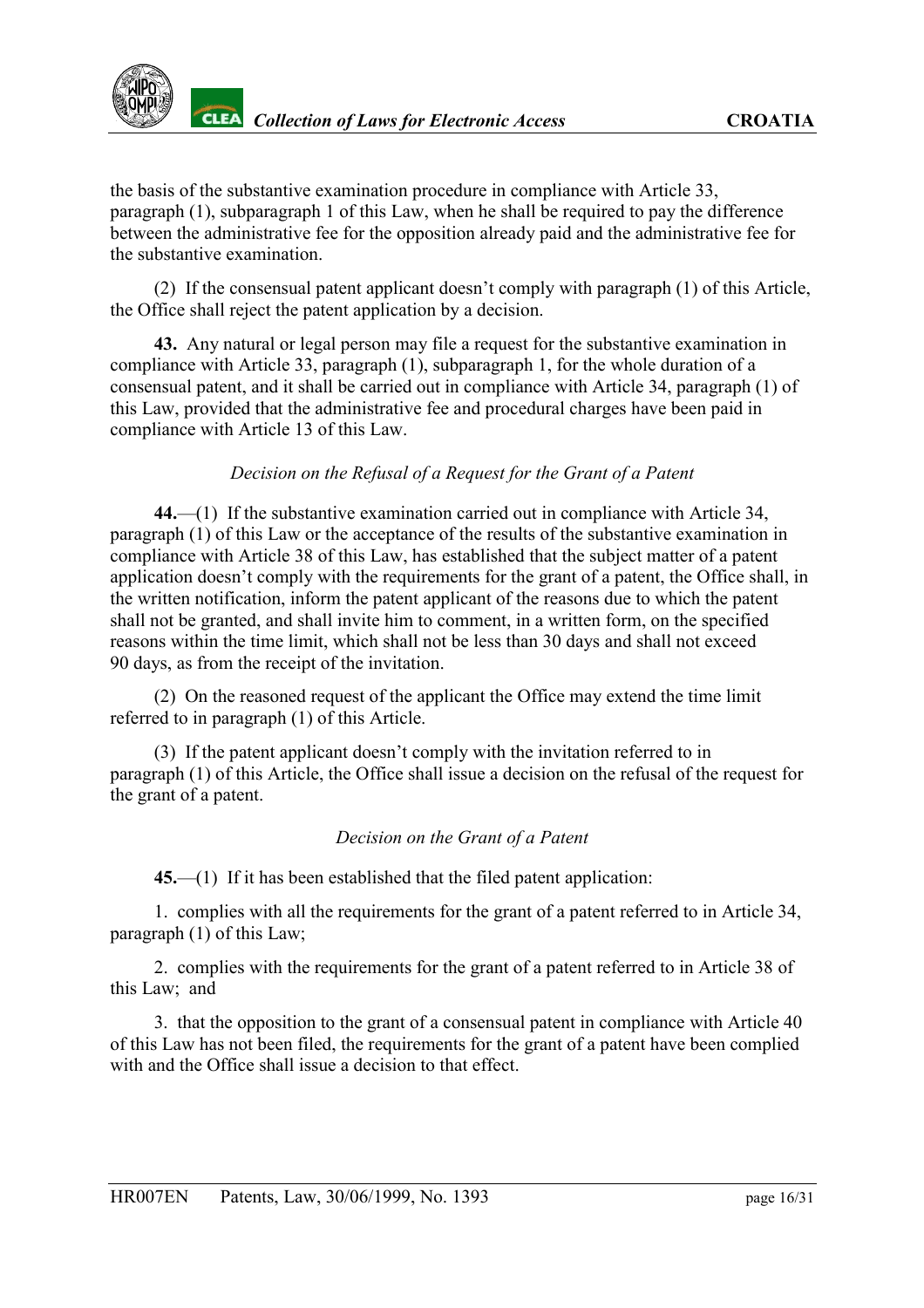the basis of the substantive examination procedure in compliance with Article 33, paragraph (1), subparagraph 1 of this Law, when he shall be required to pay the difference between the administrative fee for the opposition already paid and the administrative fee for the substantive examination.

(2) If the consensual patent applicant doesn't comply with paragraph (1) of this Article, the Office shall reject the patent application by a decision.

**43.** Any natural or legal person may file a request for the substantive examination in compliance with Article 33, paragraph (1), subparagraph 1, for the whole duration of a consensual patent, and it shall be carried out in compliance with Article 34, paragraph (1) of this Law, provided that the administrative fee and procedural charges have been paid in compliance with Article 13 of this Law.

*Decision on the Refusal of a Request for the Grant of a Patent*

**44.**—(1) If the substantive examination carried out in compliance with Article 34, paragraph (1) of this Law or the acceptance of the results of the substantive examination in compliance with Article 38 of this Law, has established that the subject matter of a patent application doesn't comply with the requirements for the grant of a patent, the Office shall, in the written notification, inform the patent applicant of the reasons due to which the patent shall not be granted, and shall invite him to comment, in a written form, on the specified reasons within the time limit, which shall not be less than 30 days and shall not exceed 90 days, as from the receipt of the invitation.

(2) On the reasoned request of the applicant the Office may extend the time limit referred to in paragraph (1) of this Article.

(3) If the patent applicant doesn't comply with the invitation referred to in paragraph (1) of this Article, the Office shall issue a decision on the refusal of the request for the grant of a patent.

*Decision on the Grant of a Patent*

**45.**—(1) If it has been established that the filed patent application:

1. complies with all the requirements for the grant of a patent referred to in Article 34, paragraph (1) of this Law;

2. complies with the requirements for the grant of a patent referred to in Article 38 of this Law; and

3. that the opposition to the grant of a consensual patent in compliance with Article 40 of this Law has not been filed, the requirements for the grant of a patent have been complied with and the Office shall issue a decision to that effect.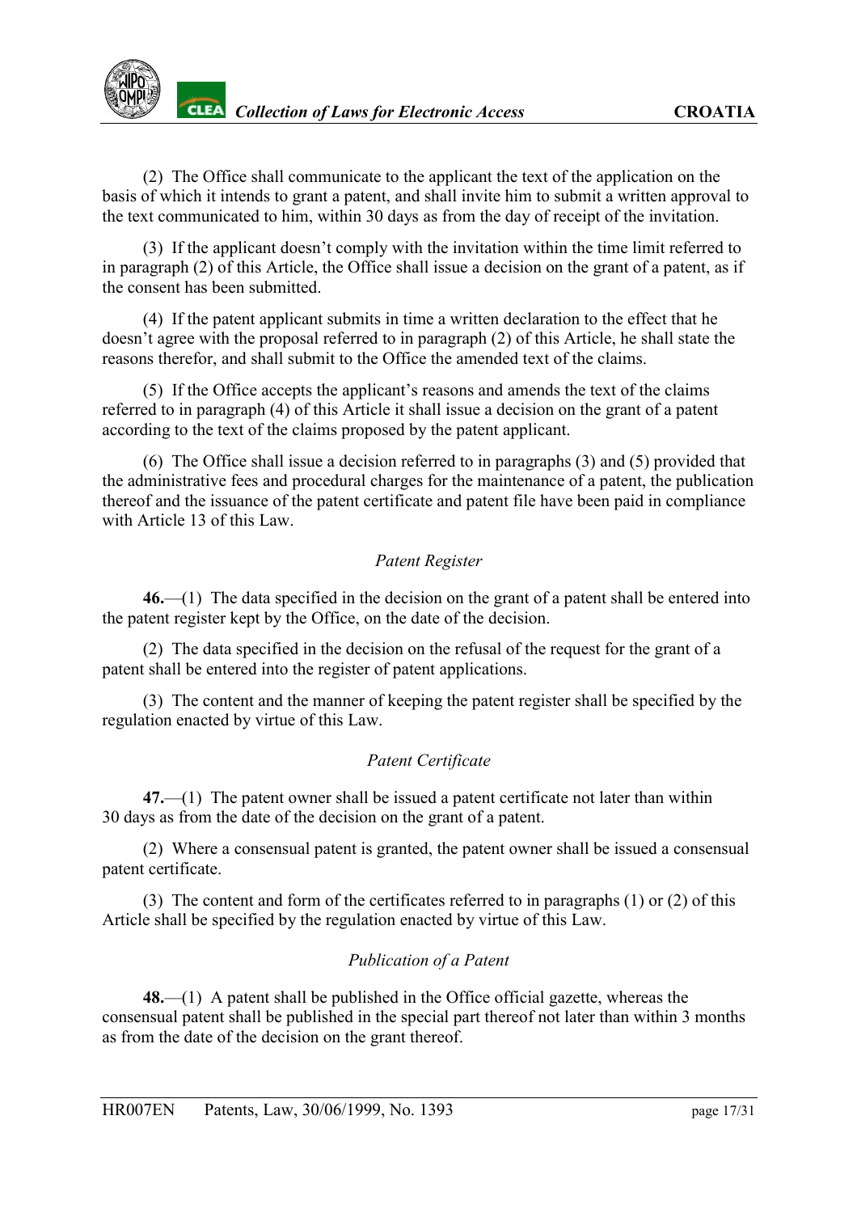(2) The Office shall communicate to the applicant the text of the application on the basis of which it intends to grant a patent, and shall invite him to submit a written approval to the text communicated to him, within 30 days as from the day of receipt of the invitation.

(3) If the applicant doesn't comply with the invitation within the time limit referred to in paragraph (2) of this Article, the Office shall issue a decision on the grant of a patent, as if the consent has been submitted.

(4) If the patent applicant submits in time a written declaration to the effect that he doesn't agree with the proposal referred to in paragraph (2) of this Article, he shall state the reasons therefor, and shall submit to the Office the amended text of the claims.

(5) If the Office accepts the applicant's reasons and amends the text of the claims referred to in paragraph (4) of this Article it shall issue a decision on the grant of a patent according to the text of the claims proposed by the patent applicant.

(6) The Office shall issue a decision referred to in paragraphs (3) and (5) provided that the administrative fees and procedural charges for the maintenance of a patent, the publication thereof and the issuance of the patent certificate and patent file have been paid in compliance with Article 13 of this Law.

*Patent Register*

**46.**—(1) The data specified in the decision on the grant of a patent shall be entered into the patent register kept by the Office, on the date of the decision.

(2) The data specified in the decision on the refusal of the request for the grant of a patent shall be entered into the register of patent applications.

(3) The content and the manner of keeping the patent register shall be specified by the regulation enacted by virtue of this Law.

*Patent Certificate*

**47.**—(1) The patent owner shall be issued a patent certificate not later than within 30 days as from the date of the decision on the grant of a patent.

(2) Where a consensual patent is granted, the patent owner shall be issued a consensual patent certificate.

(3) The content and form of the certificates referred to in paragraphs (1) or (2) of this Article shall be specified by the regulation enacted by virtue of this Law.

*Publication of a Patent*

**48.**—(1) A patent shall be published in the Office official gazette, whereas the consensual patent shall be published in the special part thereof not later than within 3 months as from the date of the decision on the grant thereof.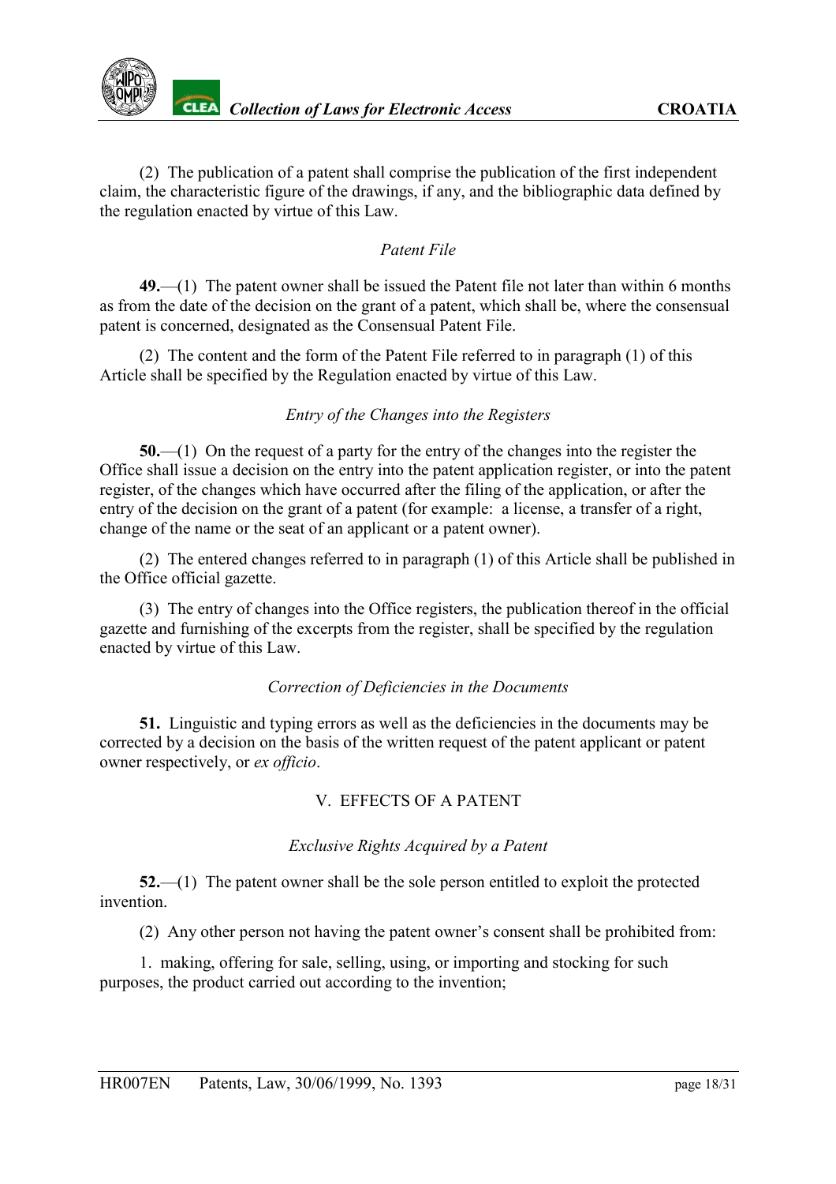(2) The publication of a patent shall comprise the publication of the first independent claim, the characteristic figure of the drawings, if any, and the bibliographic data defined by the regulation enacted by virtue of this Law.

*Patent File*

**49.**—(1) The patent owner shall be issued the Patent file not later than within 6 months as from the date of the decision on the grant of a patent, which shall be, where the consensual patent is concerned, designated as the Consensual Patent File.

(2) The content and the form of the Patent File referred to in paragraph (1) of this Article shall be specified by the Regulation enacted by virtue of this Law.

*Entry of the Changes into the Registers*

**50.**—(1) On the request of a party for the entry of the changes into the register the Office shall issue a decision on the entry into the patent application register, or into the patent register, of the changes which have occurred after the filing of the application, or after the entry of the decision on the grant of a patent (for example: a license, a transfer of a right, change of the name or the seat of an applicant or a patent owner).

(2) The entered changes referred to in paragraph (1) of this Article shall be published in the Office official gazette.

(3) The entry of changes into the Office registers, the publication thereof in the official gazette and furnishing of the excerpts from the register, shall be specified by the regulation enacted by virtue of this Law.

*Correction of Deficiencies in the Documents*

**51.** Linguistic and typing errors as well as the deficiencies in the documents may be corrected by a decision on the basis of the written request of the patent applicant or patent owner respectively, or *ex officio*.

## V. EFFECTS OF A PATENT

*Exclusive Rights Acquired by a Patent*

**52.**—(1) The patent owner shall be the sole person entitled to exploit the protected invention.

(2) Any other person not having the patent owner's consent shall be prohibited from:

1. making, offering for sale, selling, using, or importing and stocking for such purposes, the product carried out according to the invention;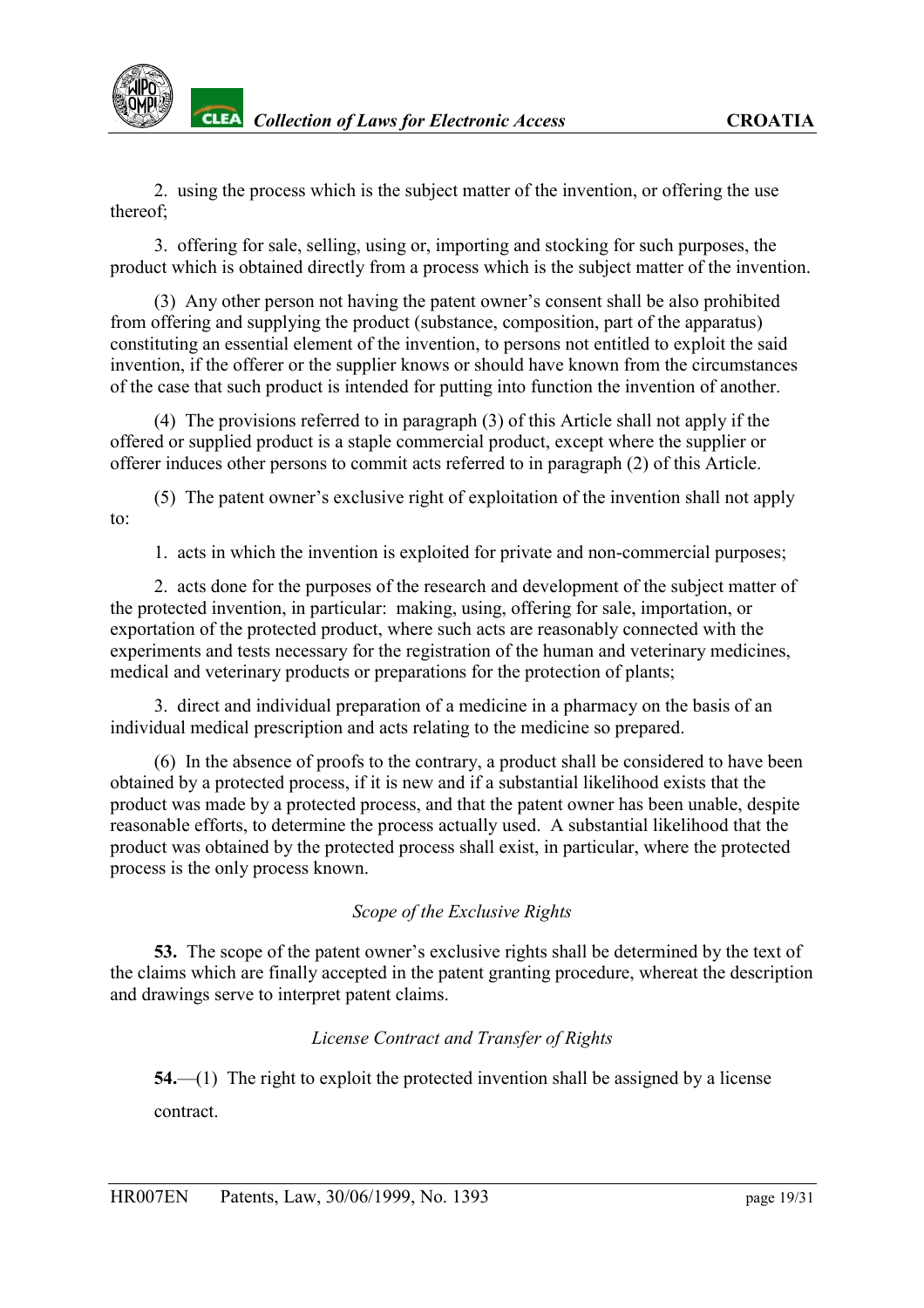2. using the process which is the subject matter of the invention, or offering the use thereof;

3. offering for sale, selling, using or, importing and stocking for such purposes, the product which is obtained directly from a process which is the subject matter of the invention.

(3) Any other person not having the patent owner's consent shall be also prohibited from offering and supplying the product (substance, composition, part of the apparatus) constituting an essential element of the invention, to persons not entitled to exploit the said invention, if the offerer or the supplier knows or should have known from the circumstances of the case that such product is intended for putting into function the invention of another.

(4) The provisions referred to in paragraph (3) of this Article shall not apply if the offered or supplied product is a staple commercial product, except where the supplier or offerer induces other persons to commit acts referred to in paragraph (2) of this Article.

(5) The patent owner's exclusive right of exploitation of the invention shall not apply to:

1. acts in which the invention is exploited for private and non-commercial purposes;

2. acts done for the purposes of the research and development of the subject matter of the protected invention, in particular: making, using, offering for sale, importation, or exportation of the protected product, where such acts are reasonably connected with the experiments and tests necessary for the registration of the human and veterinary medicines, medical and veterinary products or preparations for the protection of plants;

3. direct and individual preparation of a medicine in a pharmacy on the basis of an individual medical prescription and acts relating to the medicine so prepared.

(6) In the absence of proofs to the contrary, a product shall be considered to have been obtained by a protected process, if it is new and if a substantial likelihood exists that the product was made by a protected process, and that the patent owner has been unable, despite reasonable efforts, to determine the process actually used. A substantial likelihood that the product was obtained by the protected process shall exist, in particular, where the protected process is the only process known.

*Scope of the Exclusive Rights*

**53.** The scope of the patent owner's exclusive rights shall be determined by the text of the claims which are finally accepted in the patent granting procedure, whereat the description and drawings serve to interpret patent claims.

*License Contract and Transfer of Rights*

**54.**—(1) The right to exploit the protected invention shall be assigned by a license contract.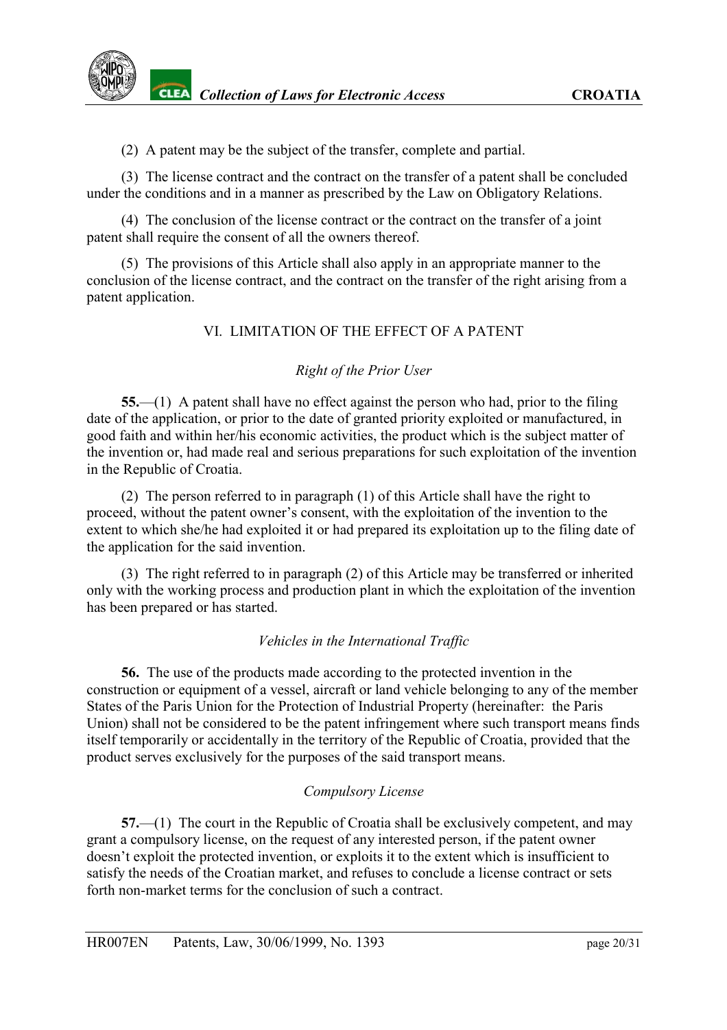(2) A patent may be the subject of the transfer, complete and partial.

(3) The license contract and the contract on the transfer of a patent shall be concluded under the conditions and in a manner as prescribed by the Law on Obligatory Relations.

(4) The conclusion of the license contract or the contract on the transfer of a joint patent shall require the consent of all the owners thereof.

(5) The provisions of this Article shall also apply in an appropriate manner to the conclusion of the license contract, and the contract on the transfer of the right arising from a patent application.

## VI. LIMITATION OF THE EFFECT OF A PATENT

### *Right of the Prior User*

**55.**—(1) A patent shall have no effect against the person who had, prior to the filing date of the application, or prior to the date of granted priority exploited or manufactured, in good faith and within her/his economic activities, the product which is the subject matter of the invention or, had made real and serious preparations for such exploitation of the invention in the Republic of Croatia.

(2) The person referred to in paragraph (1) of this Article shall have the right to proceed, without the patent owner's consent, with the exploitation of the invention to the extent to which she/he had exploited it or had prepared its exploitation up to the filing date of the application for the said invention.

(3) The right referred to in paragraph (2) of this Article may be transferred or inherited only with the working process and production plant in which the exploitation of the invention has been prepared or has started.

### *Vehicles in the International Traffic*

**56.** The use of the products made according to the protected invention in the construction or equipment of a vessel, aircraft or land vehicle belonging to any of the member States of the Paris Union for the Protection of Industrial Property (hereinafter: the Paris Union) shall not be considered to be the patent infringement where such transport means finds itself temporarily or accidentally in the territory of the Republic of Croatia, provided that the product serves exclusively for the purposes of the said transport means.

### *Compulsory License*

**57.**—(1) The court in the Republic of Croatia shall be exclusively competent, and may grant a compulsory license, on the request of any interested person, if the patent owner doesn't exploit the protected invention, or exploits it to the extent which is insufficient to satisfy the needs of the Croatian market, and refuses to conclude a license contract or sets forth non-market terms for the conclusion of such a contract.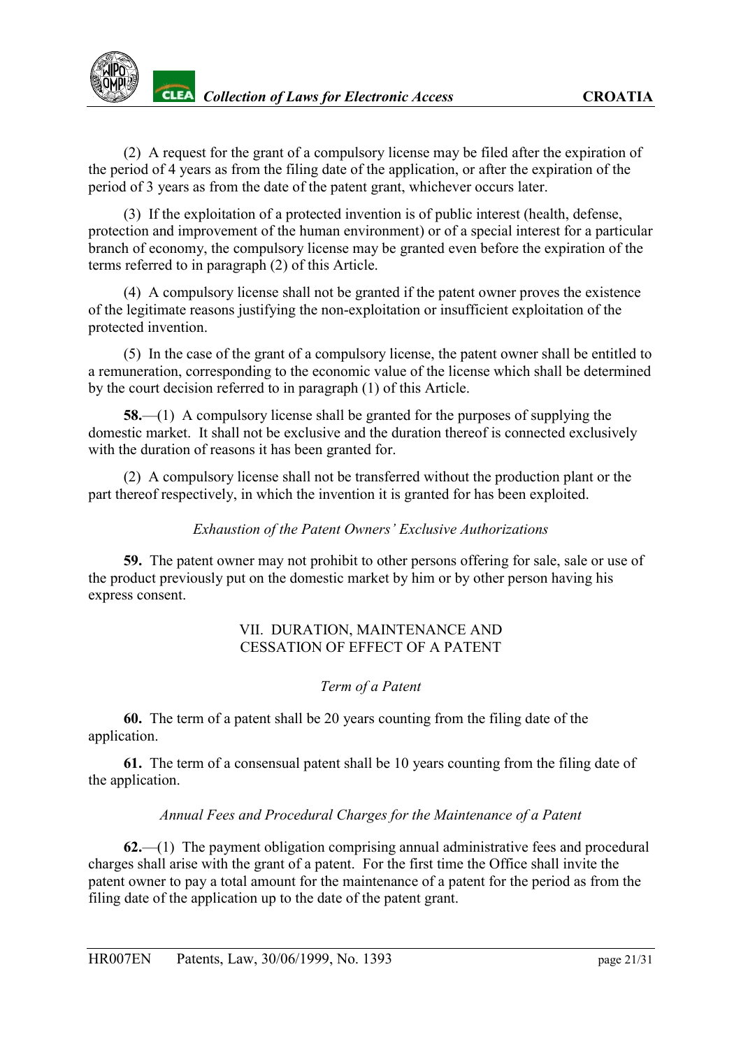(2) A request for the grant of a compulsory license may be filed after the expiration of the period of 4 years as from the filing date of the application, or after the expiration of the period of 3 years as from the date of the patent grant, whichever occurs later.

(3) If the exploitation of a protected invention is of public interest (health, defense, protection and improvement of the human environment) or of a special interest for a particular branch of economy, the compulsory license may be granted even before the expiration of the terms referred to in paragraph (2) of this Article.

(4) A compulsory license shall not be granted if the patent owner proves the existence of the legitimate reasons justifying the non-exploitation or insufficient exploitation of the protected invention.

(5) In the case of the grant of a compulsory license, the patent owner shall be entitled to a remuneration, corresponding to the economic value of the license which shall be determined by the court decision referred to in paragraph (1) of this Article.

**58.**—(1) A compulsory license shall be granted for the purposes of supplying the domestic market. It shall not be exclusive and the duration thereof is connected exclusively with the duration of reasons it has been granted for.

(2) A compulsory license shall not be transferred without the production plant or the part thereof respectively, in which the invention it is granted for has been exploited.

*Exhaustion of the Patent Owners' Exclusive Authorizations*

**59.** The patent owner may not prohibit to other persons offering for sale, sale or use of the product previously put on the domestic market by him or by other person having his express consent.

## VII. DURATION, MAINTENANCE AND CESSATION OF EFFECT OF A PATENT

*Term of a Patent*

**60.** The term of a patent shall be 20 years counting from the filing date of the application.

**61.** The term of a consensual patent shall be 10 years counting from the filing date of the application.

*Annual Fees and Procedural Charges for the Maintenance of a Patent*

**62.**—(1) The payment obligation comprising annual administrative fees and procedural charges shall arise with the grant of a patent. For the first time the Office shall invite the patent owner to pay a total amount for the maintenance of a patent for the period as from the filing date of the application up to the date of the patent grant.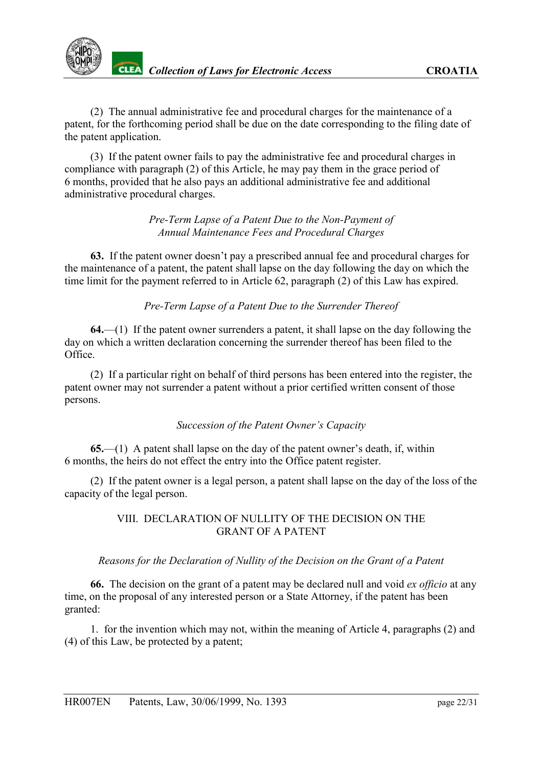(2) The annual administrative fee and procedural charges for the maintenance of a patent, for the forthcoming period shall be due on the date corresponding to the filing date of the patent application.

(3) If the patent owner fails to pay the administrative fee and procedural charges in compliance with paragraph (2) of this Article, he may pay them in the grace period of 6 months, provided that he also pays an additional administrative fee and additional administrative procedural charges.

*Pre-Term Lapse of a Patent Due to the Non-Payment of Annual Maintenance Fees and Procedural Charges*

**63.** If the patent owner doesn't pay a prescribed annual fee and procedural charges for the maintenance of a patent, the patent shall lapse on the day following the day on which the time limit for the payment referred to in Article 62, paragraph (2) of this Law has expired.

*Pre-Term Lapse of a Patent Due to the Surrender Thereof*

**64.**—(1) If the patent owner surrenders a patent, it shall lapse on the day following the day on which a written declaration concerning the surrender thereof has been filed to the Office.

(2) If a particular right on behalf of third persons has been entered into the register, the patent owner may not surrender a patent without a prior certified written consent of those persons.

*Succession of the Patent Owner's Capacity*

**65.**—(1) A patent shall lapse on the day of the patent owner's death, if, within 6 months, the heirs do not effect the entry into the Office patent register.

(2) If the patent owner is a legal person, a patent shall lapse on the day of the loss of the capacity of the legal person.

## VIII. DECLARATION OF NULLITY OF THE DECISION ON THE GRANT OF A PATENT

*Reasons for the Declaration of Nullity of the Decision on the Grant of a Patent*

**66.** The decision on the grant of a patent may be declared null and void *ex officio* at any time, on the proposal of any interested person or a State Attorney, if the patent has been granted:

1. for the invention which may not, within the meaning of Article 4, paragraphs (2) and (4) of this Law, be protected by a patent;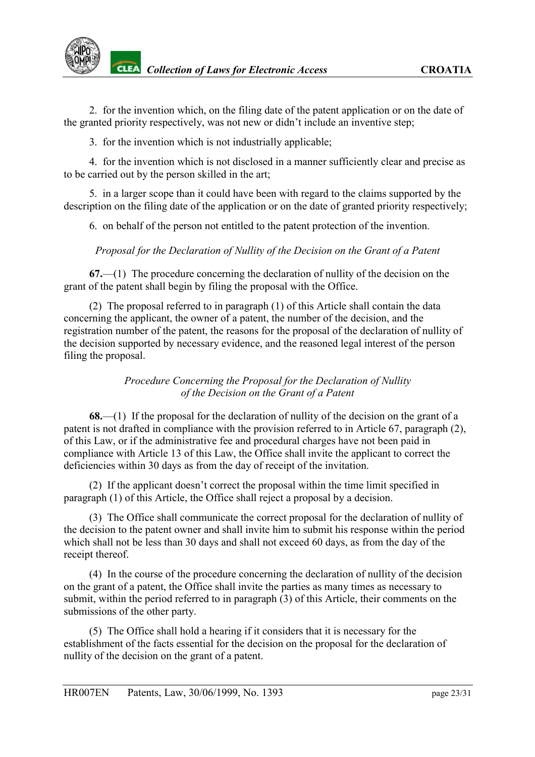2. for the invention which, on the filing date of the patent application or on the date of the granted priority respectively, was not new or didn't include an inventive step;

3. for the invention which is not industrially applicable;

4. for the invention which is not disclosed in a manner sufficiently clear and precise as to be carried out by the person skilled in the art;

5. in a larger scope than it could have been with regard to the claims supported by the description on the filing date of the application or on the date of granted priority respectively;

6. on behalf of the person not entitled to the patent protection of the invention.

*Proposal for the Declaration of Nullity of the Decision on the Grant of a Patent*

**67.**—(1) The procedure concerning the declaration of nullity of the decision on the grant of the patent shall begin by filing the proposal with the Office.

(2) The proposal referred to in paragraph (1) of this Article shall contain the data concerning the applicant, the owner of a patent, the number of the decision, and the registration number of the patent, the reasons for the proposal of the declaration of nullity of the decision supported by necessary evidence, and the reasoned legal interest of the person filing the proposal.

*Procedure Concerning the Proposal for the Declaration of Nullity of the Decision on the Grant of a Patent*

**68.**—(1) If the proposal for the declaration of nullity of the decision on the grant of a patent is not drafted in compliance with the provision referred to in Article 67, paragraph (2), of this Law, or if the administrative fee and procedural charges have not been paid in compliance with Article 13 of this Law, the Office shall invite the applicant to correct the deficiencies within 30 days as from the day of receipt of the invitation.

(2) If the applicant doesn't correct the proposal within the time limit specified in paragraph (1) of this Article, the Office shall reject a proposal by a decision.

(3) The Office shall communicate the correct proposal for the declaration of nullity of the decision to the patent owner and shall invite him to submit his response within the period which shall not be less than 30 days and shall not exceed 60 days, as from the day of the receipt thereof.

(4) In the course of the procedure concerning the declaration of nullity of the decision on the grant of a patent, the Office shall invite the parties as many times as necessary to submit, within the period referred to in paragraph (3) of this Article, their comments on the submissions of the other party.

(5) The Office shall hold a hearing if it considers that it is necessary for the establishment of the facts essential for the decision on the proposal for the declaration of nullity of the decision on the grant of a patent.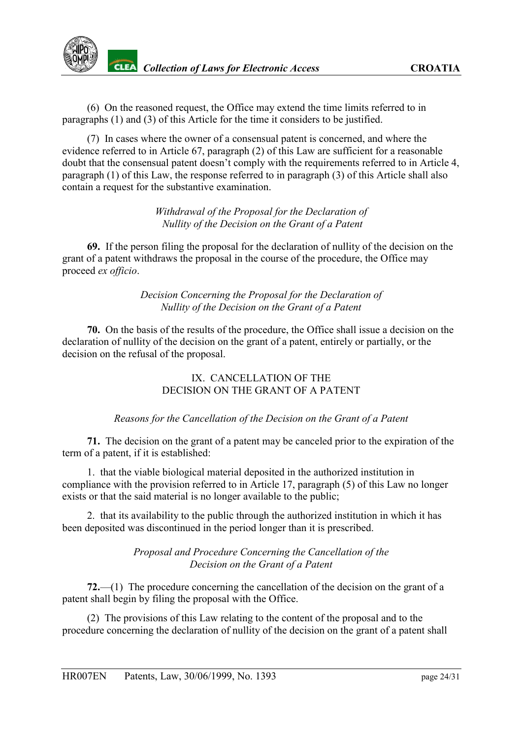(6) On the reasoned request, the Office may extend the time limits referred to in paragraphs (1) and (3) of this Article for the time it considers to be justified.

(7) In cases where the owner of a consensual patent is concerned, and where the evidence referred to in Article 67, paragraph (2) of this Law are sufficient for a reasonable doubt that the consensual patent doesn't comply with the requirements referred to in Article 4, paragraph (1) of this Law, the response referred to in paragraph (3) of this Article shall also contain a request for the substantive examination.

*Withdrawal of the Proposal for the Declaration of Nullity of the Decision on the Grant of a Patent*

**69.** If the person filing the proposal for the declaration of nullity of the decision on the grant of a patent withdraws the proposal in the course of the procedure, the Office may proceed *ex officio*.

*Decision Concerning the Proposal for the Declaration of Nullity of the Decision on the Grant of a Patent*

**70.** On the basis of the results of the procedure, the Office shall issue a decision on the declaration of nullity of the decision on the grant of a patent, entirely or partially, or the decision on the refusal of the proposal.

## IX. CANCELLATION OF THE DECISION ON THE GRANT OF A PATENT

*Reasons for the Cancellation of the Decision on the Grant of a Patent*

**71.** The decision on the grant of a patent may be canceled prior to the expiration of the term of a patent, if it is established:

1. that the viable biological material deposited in the authorized institution in compliance with the provision referred to in Article 17, paragraph (5) of this Law no longer exists or that the said material is no longer available to the public;

2. that its availability to the public through the authorized institution in which it has been deposited was discontinued in the period longer than it is prescribed.

*Proposal and Procedure Concerning the Cancellation of the Decision on the Grant of a Patent*

**72.**—(1) The procedure concerning the cancellation of the decision on the grant of a patent shall begin by filing the proposal with the Office.

(2) The provisions of this Law relating to the content of the proposal and to the procedure concerning the declaration of nullity of the decision on the grant of a patent shall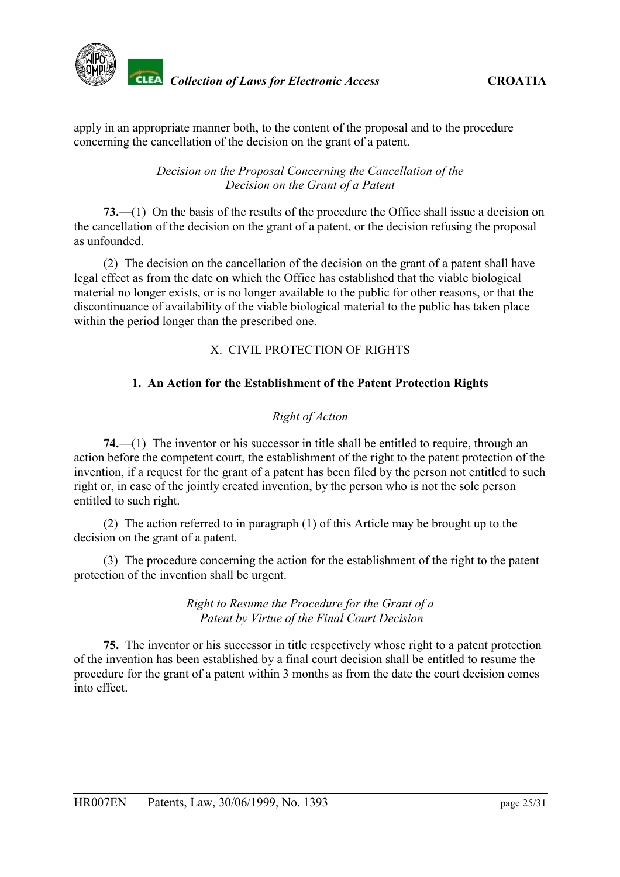apply in an appropriate manner both, to the content of the proposal and to the procedure concerning the cancellation of the decision on the grant of a patent.

*Decision on the Proposal Concerning the Cancellation of the Decision on the Grant of a Patent*

**73.**—(1) On the basis of the results of the procedure the Office shall issue a decision on the cancellation of the decision on the grant of a patent, or the decision refusing the proposal as unfounded.

(2) The decision on the cancellation of the decision on the grant of a patent shall have legal effect as from the date on which the Office has established that the viable biological material no longer exists, or is no longer available to the public for other reasons, or that the discontinuance of availability of the viable biological material to the public has taken place within the period longer than the prescribed one.

## X. CIVIL PROTECTION OF RIGHTS

### 1. An Action for the Establishment of the Patent Protection Rights

*Right of Action*

**74.**—(1) The inventor or his successor in title shall be entitled to require, through an action before the competent court, the establishment of the right to the patent protection of the invention, if a request for the grant of a patent has been filed by the person not entitled to such right or, in case of the jointly created invention, by the person who is not the sole person entitled to such right.

(2) The action referred to in paragraph (1) of this Article may be brought up to the decision on the grant of a patent.

(3) The procedure concerning the action for the establishment of the right to the patent protection of the invention shall be urgent.

*Right to Resume the Procedure for the Grant of a Patent by Virtue of the Final Court Decision*

**75.** The inventor or his successor in title respectively whose right to a patent protection of the invention has been established by a final court decision shall be entitled to resume the procedure for the grant of a patent within 3 months as from the date the court decision comes into effect.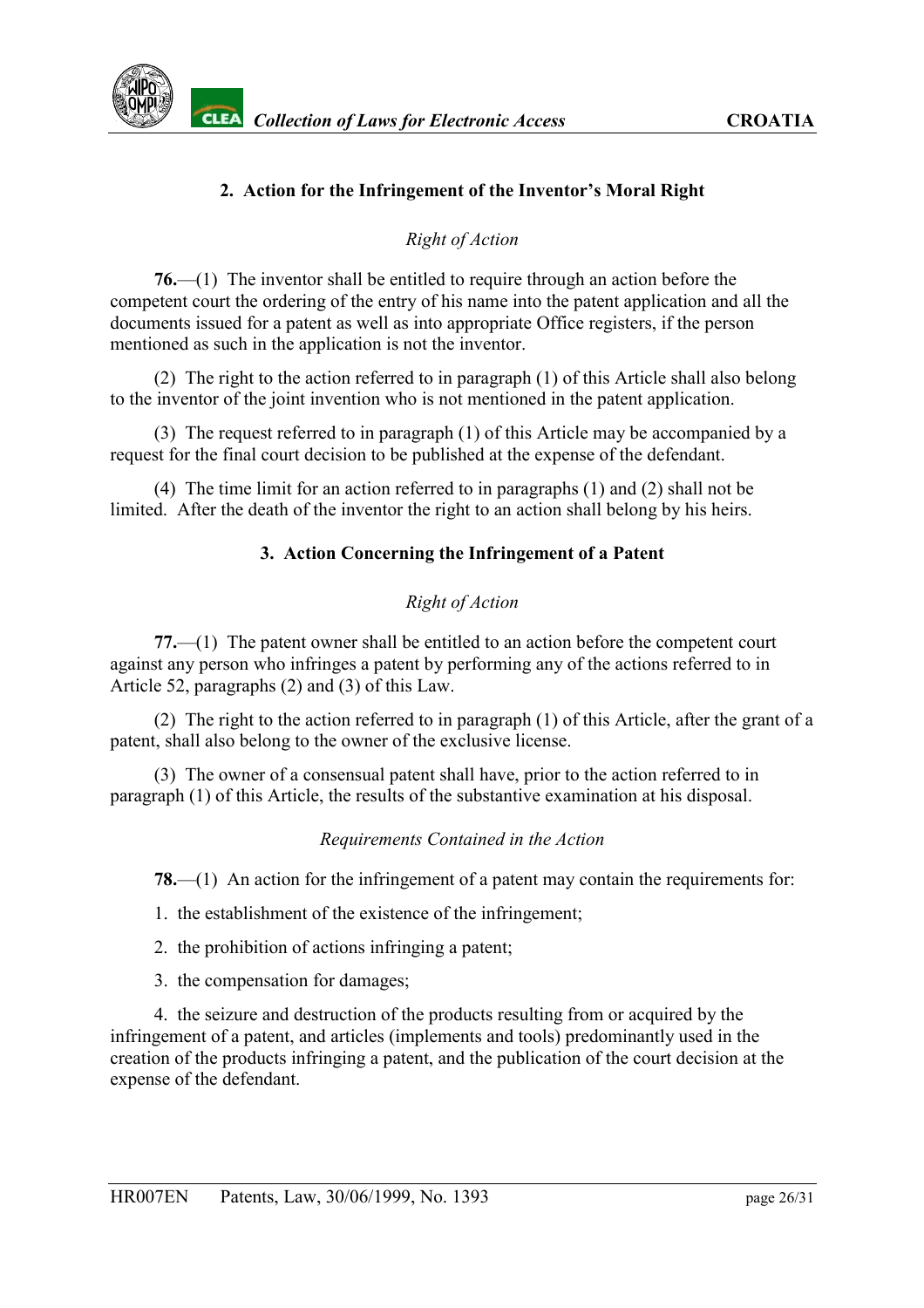### 2. Action for the Infringement of the Inventor's Moral Right

*Right of Action*

**76.**—(1) The inventor shall be entitled to require through an action before the competent court the ordering of the entry of his name into the patent application and all the documents issued for a patent as well as into appropriate Office registers, if the person mentioned as such in the application is not the inventor.

(2) The right to the action referred to in paragraph (1) of this Article shall also belong to the inventor of the joint invention who is not mentioned in the patent application.

(3) The request referred to in paragraph (1) of this Article may be accompanied by a request for the final court decision to be published at the expense of the defendant.

(4) The time limit for an action referred to in paragraphs (1) and (2) shall not be limited. After the death of the inventor the right to an action shall belong by his heirs.

### 3. Action Concerning the Infringement of a Patent

*Right of Action*

**77.**—(1) The patent owner shall be entitled to an action before the competent court against any person who infringes a patent by performing any of the actions referred to in Article 52, paragraphs (2) and (3) of this Law.

(2) The right to the action referred to in paragraph (1) of this Article, after the grant of a patent, shall also belong to the owner of the exclusive license.

(3) The owner of a consensual patent shall have, prior to the action referred to in paragraph (1) of this Article, the results of the substantive examination at his disposal.

*Requirements Contained in the Action*

**78.**—(1) An action for the infringement of a patent may contain the requirements for:

1. the establishment of the existence of the infringement;

2. the prohibition of actions infringing a patent;

3. the compensation for damages;

4. the seizure and destruction of the products resulting from or acquired by the infringement of a patent, and articles (implements and tools) predominantly used in the creation of the products infringing a patent, and the publication of the court decision at the expense of the defendant.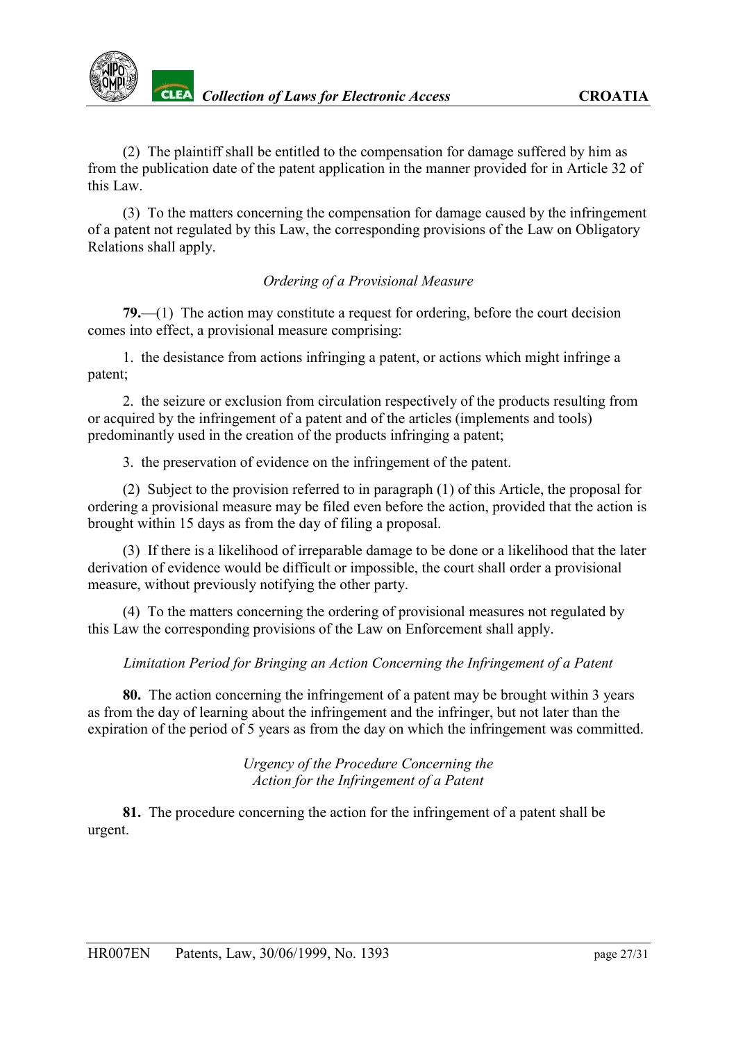(2) The plaintiff shall be entitled to the compensation for damage suffered by him as from the publication date of the patent application in the manner provided for in Article 32 of this Law.

(3) To the matters concerning the compensation for damage caused by the infringement of a patent not regulated by this Law, the corresponding provisions of the Law on Obligatory Relations shall apply.

*Ordering of a Provisional Measure*

**79.**—(1) The action may constitute a request for ordering, before the court decision comes into effect, a provisional measure comprising:

1. the desistance from actions infringing a patent, or actions which might infringe a patent;

2. the seizure or exclusion from circulation respectively of the products resulting from or acquired by the infringement of a patent and of the articles (implements and tools) predominantly used in the creation of the products infringing a patent;

3. the preservation of evidence on the infringement of the patent.

(2) Subject to the provision referred to in paragraph (1) of this Article, the proposal for ordering a provisional measure may be filed even before the action, provided that the action is brought within 15 days as from the day of filing a proposal.

(3) If there is a likelihood of irreparable damage to be done or a likelihood that the later derivation of evidence would be difficult or impossible, the court shall order a provisional measure, without previously notifying the other party.

(4) To the matters concerning the ordering of provisional measures not regulated by this Law the corresponding provisions of the Law on Enforcement shall apply.

*Limitation Period for Bringing an Action Concerning the Infringement of a Patent*

**80.** The action concerning the infringement of a patent may be brought within 3 years as from the day of learning about the infringement and the infringer, but not later than the expiration of the period of 5 years as from the day on which the infringement was committed.

*Urgency of the Procedure Concerning the Action for the Infringement of a Patent*

**81.** The procedure concerning the action for the infringement of a patent shall be urgent.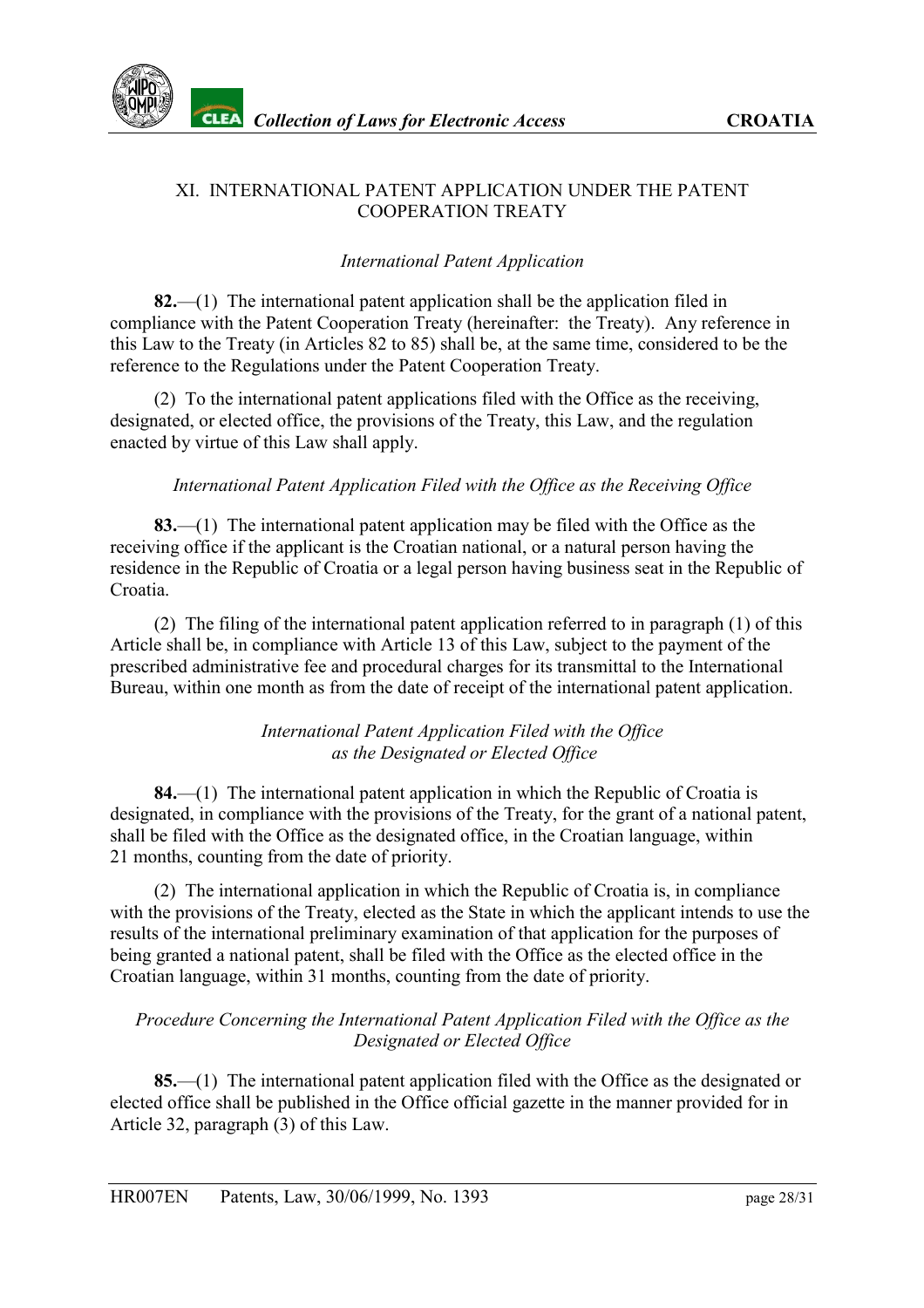## XI. INTERNATIONAL PATENT APPLICATION UNDER THE PATENT COOPERATION TREATY

*International Patent Application*

**82.**—(1) The international patent application shall be the application filed in compliance with the Patent Cooperation Treaty (hereinafter: the Treaty). Any reference in this Law to the Treaty (in Articles 82 to 85) shall be, at the same time, considered to be the reference to the Regulations under the Patent Cooperation Treaty.

(2) To the international patent applications filed with the Office as the receiving, designated, or elected office, the provisions of the Treaty, this Law, and the regulation enacted by virtue of this Law shall apply.

*International Patent Application Filed with the Office as the Receiving Office*

**83.**—(1) The international patent application may be filed with the Office as the receiving office if the applicant is the Croatian national, or a natural person having the residence in the Republic of Croatia or a legal person having business seat in the Republic of Croatia.

(2) The filing of the international patent application referred to in paragraph (1) of this Article shall be, in compliance with Article 13 of this Law, subject to the payment of the prescribed administrative fee and procedural charges for its transmittal to the International Bureau, within one month as from the date of receipt of the international patent application.

*International Patent Application Filed with the Office as the Designated or Elected Office*

**84.**—(1) The international patent application in which the Republic of Croatia is designated, in compliance with the provisions of the Treaty, for the grant of a national patent, shall be filed with the Office as the designated office, in the Croatian language, within 21 months, counting from the date of priority.

(2) The international application in which the Republic of Croatia is, in compliance with the provisions of the Treaty, elected as the State in which the applicant intends to use the results of the international preliminary examination of that application for the purposes of being granted a national patent, shall be filed with the Office as the elected office in the Croatian language, within 31 months, counting from the date of priority.

*Procedure Concerning the International Patent Application Filed with the Office as the Designated or Elected Office*

**85.**—(1) The international patent application filed with the Office as the designated or elected office shall be published in the Office official gazette in the manner provided for in Article 32, paragraph (3) of this Law.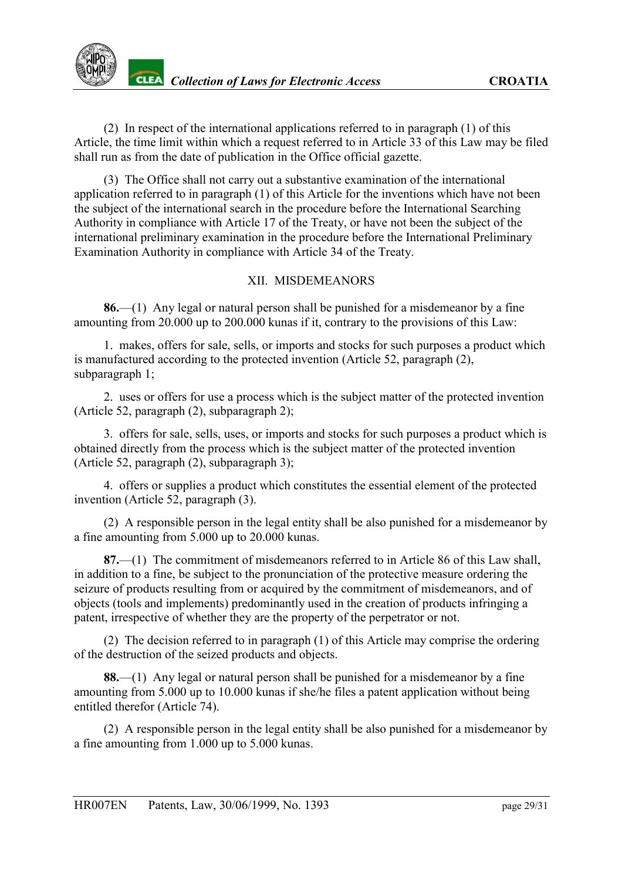(2) In respect of the international applications referred to in paragraph (1) of this Article, the time limit within which a request referred to in Article 33 of this Law may be filed shall run as from the date of publication in the Office official gazette.

(3) The Office shall not carry out a substantive examination of the international application referred to in paragraph (1) of this Article for the inventions which have not been the subject of the international search in the procedure before the International Searching Authority in compliance with Article 17 of the Treaty, or have not been the subject of the international preliminary examination in the procedure before the International Preliminary Examination Authority in compliance with Article 34 of the Treaty.

## XII. MISDEMEANORS

**86.**—(1) Any legal or natural person shall be punished for a misdemeanor by a fine amounting from 20.000 up to 200.000 kunas if it, contrary to the provisions of this Law:

1. makes, offers for sale, sells, or imports and stocks for such purposes a product which is manufactured according to the protected invention (Article 52, paragraph (2), subparagraph 1;

2. uses or offers for use a process which is the subject matter of the protected invention (Article 52, paragraph (2), subparagraph 2);

3. offers for sale, sells, uses, or imports and stocks for such purposes a product which is obtained directly from the process which is the subject matter of the protected invention (Article 52, paragraph (2), subparagraph 3);

4. offers or supplies a product which constitutes the essential element of the protected invention (Article 52, paragraph (3).

(2) A responsible person in the legal entity shall be also punished for a misdemeanor by a fine amounting from 5.000 up to 20.000 kunas.

**87.**—(1) The commitment of misdemeanors referred to in Article 86 of this Law shall, in addition to a fine, be subject to the pronunciation of the protective measure ordering the seizure of products resulting from or acquired by the commitment of misdemeanors, and of objects (tools and implements) predominantly used in the creation of products infringing a patent, irrespective of whether they are the property of the perpetrator or not.

(2) The decision referred to in paragraph (1) of this Article may comprise the ordering of the destruction of the seized products and objects.

**88.**—(1) Any legal or natural person shall be punished for a misdemeanor by a fine amounting from 5.000 up to 10.000 kunas if she/he files a patent application without being entitled therefor (Article 74).

(2) A responsible person in the legal entity shall be also punished for a misdemeanor by a fine amounting from 1.000 up to 5.000 kunas.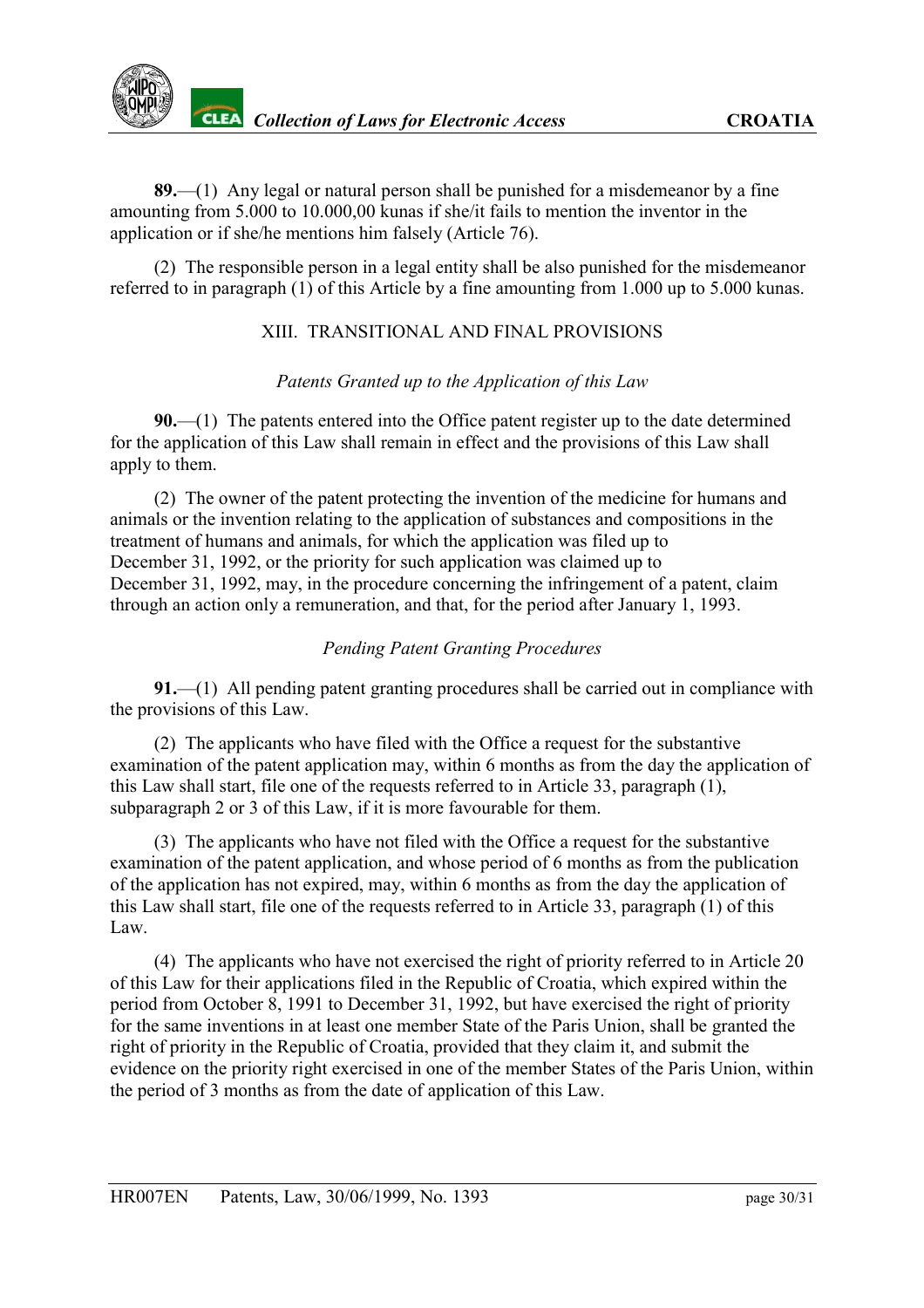**89.**—(1) Any legal or natural person shall be punished for a misdemeanor by a fine amounting from 5.000 to 10.000,00 kunas if she/it fails to mention the inventor in the application or if she/he mentions him falsely (Article 76).

(2) The responsible person in a legal entity shall be also punished for the misdemeanor referred to in paragraph (1) of this Article by a fine amounting from 1.000 up to 5.000 kunas.

## XIII. TRANSITIONAL AND FINAL PROVISIONS

### *Patents Granted up to the Application of this Law*

**90.**—(1) The patents entered into the Office patent register up to the date determined for the application of this Law shall remain in effect and the provisions of this Law shall apply to them.

(2) The owner of the patent protecting the invention of the medicine for humans and animals or the invention relating to the application of substances and compositions in the treatment of humans and animals, for which the application was filed up to December 31, 1992, or the priority for such application was claimed up to December 31, 1992, may, in the procedure concerning the infringement of a patent, claim through an action only a remuneration, and that, for the period after January 1, 1993.

### *Pending Patent Granting Procedures*

**91.**—(1) All pending patent granting procedures shall be carried out in compliance with the provisions of this Law.

(2) The applicants who have filed with the Office a request for the substantive examination of the patent application may, within 6 months as from the day the application of this Law shall start, file one of the requests referred to in Article 33, paragraph (1), subparagraph 2 or 3 of this Law, if it is more favourable for them.

(3) The applicants who have not filed with the Office a request for the substantive examination of the patent application, and whose period of 6 months as from the publication of the application has not expired, may, within 6 months as from the day the application of this Law shall start, file one of the requests referred to in Article 33, paragraph (1) of this Law.

(4) The applicants who have not exercised the right of priority referred to in Article 20 of this Law for their applications filed in the Republic of Croatia, which expired within the period from October 8, 1991 to December 31, 1992, but have exercised the right of priority for the same inventions in at least one member State of the Paris Union, shall be granted the right of priority in the Republic of Croatia, provided that they claim it, and submit the evidence on the priority right exercised in one of the member States of the Paris Union, within the period of 3 months as from the date of application of this Law.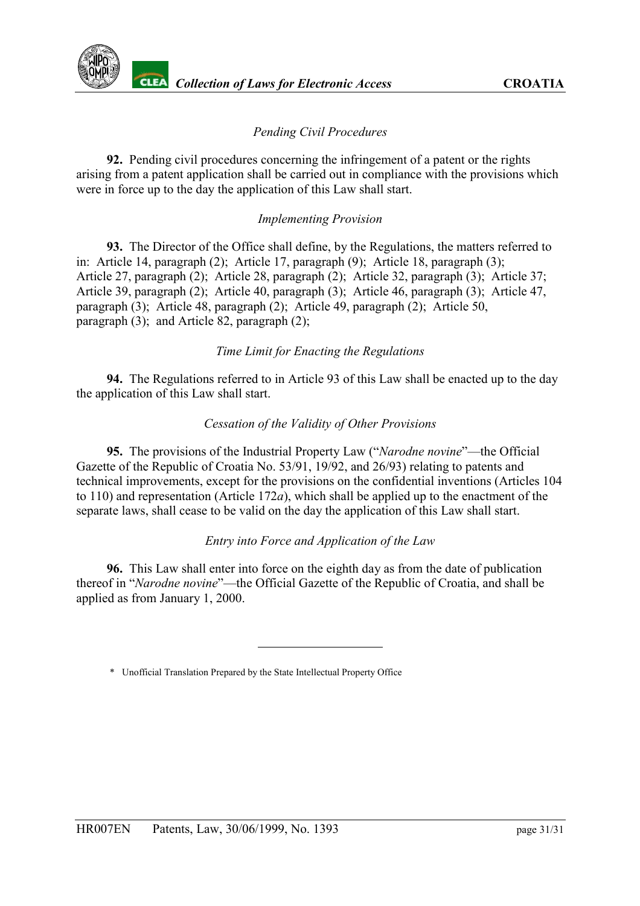*Pending Civil Procedures*

**92.** Pending civil procedures concerning the infringement of a patent or the rights arising from a patent application shall be carried out in compliance with the provisions which were in force up to the day the application of this Law shall start.

*Implementing Provision*

**93.** The Director of the Office shall define, by the Regulations, the matters referred to in: Article 14, paragraph (2); Article 17, paragraph (9); Article 18, paragraph (3); Article 27, paragraph (2); Article 28, paragraph (2); Article 32, paragraph (3); Article 37; Article 39, paragraph (2); Article 40, paragraph (3); Article 46, paragraph (3); Article 47, paragraph (3); Article 48, paragraph (2); Article 49, paragraph (2); Article 50, paragraph (3); and Article 82, paragraph (2);

*Time Limit for Enacting the Regulations*

**94.** The Regulations referred to in Article 93 of this Law shall be enacted up to the day the application of this Law shall start.

*Cessation of the Validity of Other Provisions*

**95.** The provisions of the Industrial Property Law ("*Narodne novine*"—the Official Gazette of the Republic of Croatia No. 53/91, 19/92, and 26/93) relating to patents and technical improvements, except for the provisions on the confidential inventions (Articles 104 to 110) and representation (Article 172*a*), which shall be applied up to the enactment of the separate laws, shall cease to be valid on the day the application of this Law shall start.

*Entry into Force and Application of the Law*

**96.** This Law shall enter into force on the eighth day as from the date of publication thereof in "*Narodne novine*"—the Official Gazette of the Republic of Croatia, and shall be applied as from January 1, 2000.

---

\* Unofficial Translation Prepared by the State Intellectual Property Office